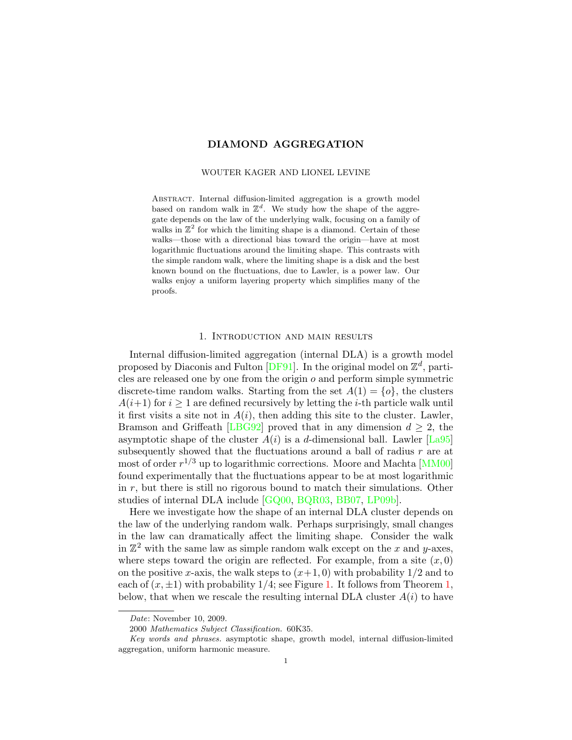# DIAMOND AGGREGATION

WOUTER KAGER AND LIONEL LEVINE

ABSTRACT. Internal diffusion-limited aggregation is a growth model based on random walk in $\mathbb{Z}^d$. We study how the shape of the aggregate depends on the law of the underlying walk, focusing on a family of walks in $\mathbb{Z}^2$ for which the limiting shape is a diamond. Certain of these walks—those with a directional bias toward the origin—have at most logarithmic fluctuations around the limiting shape. This contrasts with the simple random walk, where the limiting shape is a disk and the best known bound on the fluctuations, due to Lawler, is a power law. Our walks enjoy a uniform layering property which simplifies many of the proofs.

## 1. Introduction and main results

Internal diffusion-limited aggregation (internal DLA) is a growth model proposed by Diaconis and Fulton [DF91]. In the original model on $\mathbb{Z}^d$, particles are released one by one from the origin $o$ and perform simple symmetric discrete-time random walks. Starting from the set $A(1) = \{o\}$, the clusters $A(i+1)$ for $i \geq 1$ are defined recursively by letting the $i$-th particle walk until it first visits a site not in $A(i)$, then adding this site to the cluster. Lawler, Bramson and Griffeath [LBG92] proved that in any dimension $d \geq 2$, the asymptotic shape of the cluster $A(i)$ is a $d$-dimensional ball. Lawler [La95] subsequently showed that the fluctuations around a ball of radius $r$ are at most of order $r^{1/3}$ up to logarithmic corrections. Moore and Machta [MM00] found experimentally that the fluctuations appear to be at most logarithmic in $r$, but there is still no rigorous bound to match their simulations. Other studies of internal DLA include [GQ00, BQR03, BB07, LP09b].

Here we investigate how the shape of an internal DLA cluster depends on the law of the underlying random walk. Perhaps surprisingly, small changes in the law can dramatically affect the limiting shape. Consider the walk in $\mathbb{Z}^2$ with the same law as simple random walk except on the $x$ and $y$-axes, where steps toward the origin are reflected. For example, from a site $(x, 0)$ on the positive $x$-axis, the walk steps to $(x+1, 0)$ with probability $1/2$ and to each of $(x, \pm 1)$ with probability $1/4$; see Figure 1. It follows from Theorem 1, below, that when we rescale the resulting internal DLA cluster $A(i)$ to have

*Date*: November 10, 2009.

2000 *Mathematics Subject Classification.* 60K35.

*Key words and phrases.* asymptotic shape, growth model, internal diffusion-limited aggregation, uniform harmonic measure.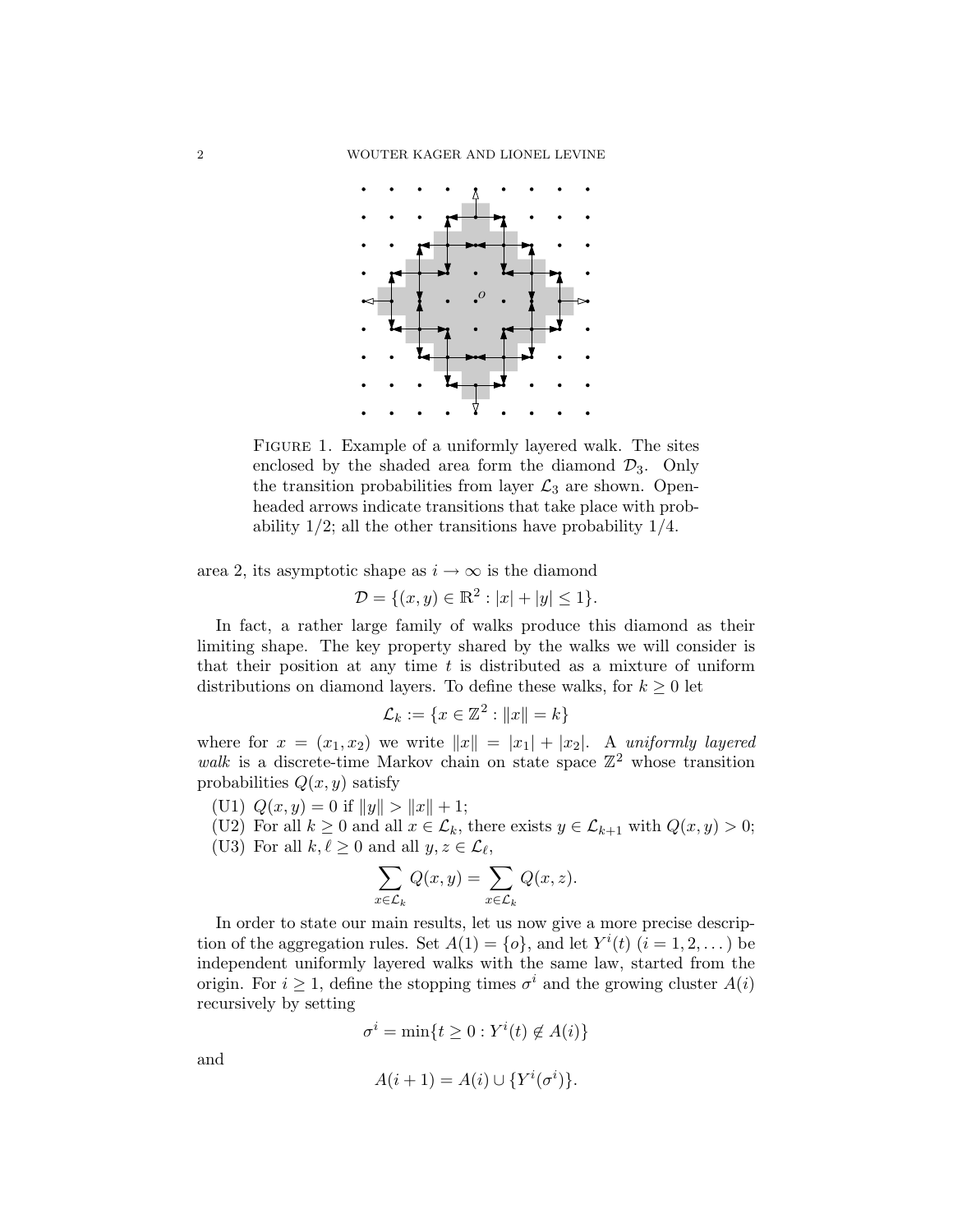FIGURE 1. Example of a uniformly layered walk. The sites enclosed by the shaded area form the diamond $\mathcal{D}_3$. Only the transition probabilities from layer $\mathcal{L}_3$ are shown. Open-headed arrows indicate transitions that take place with probability $1/2$; all the other transitions have probability $1/4$.

area 2, its asymptotic shape as $i \to \infty$ is the diamond

$$\mathcal{D} = \{(x, y) \in \mathbb{R}^2 : |x| + |y| \leq 1\}.$$

In fact, a rather large family of walks produce this diamond as their limiting shape. The key property shared by the walks we will consider is that their position at any time $t$ is distributed as a mixture of uniform distributions on diamond layers. To define these walks, for $k \geq 0$ let

$$\mathcal{L}_k := \{x \in \mathbb{Z}^2 : \|x\| = k\}$$

where for $x = (x_1, x_2)$ we write $\|x\| = |x_1| + |x_2|$. A *uniformly layered walk* is a discrete-time Markov chain on state space $\mathbb{Z}^2$ whose transition probabilities $Q(x, y)$ satisfy

- (U1) $Q(x, y) = 0$ if $\|y\| > \|x\| + 1$;
- (U2) For all $k \geq 0$ and all $x \in \mathcal{L}_k$, there exists $y \in \mathcal{L}_{k+1}$ with $Q(x, y) > 0$;
- (U3) For all $k, \ell \geq 0$ and all $y, z \in \mathcal{L}_\ell$,

$$\sum_{x \in \mathcal{L}_k} Q(x, y) = \sum_{x \in \mathcal{L}_k} Q(x, z).$$

In order to state our main results, let us now give a more precise description of the aggregation rules. Set $A(1) = \{o\}$, and let $Y^i(t)$ $(i = 1, 2, \dots)$ be independent uniformly layered walks with the same law, started from the origin. For $i \geq 1$, define the stopping times $\sigma^i$ and the growing cluster $A(i)$ recursively by setting

$$\sigma^i = \min\{t \geq 0 : Y^i(t) \notin A(i)\}$$

and

$$A(i + 1) = A(i) \cup \{Y^i(\sigma^i)\}.$$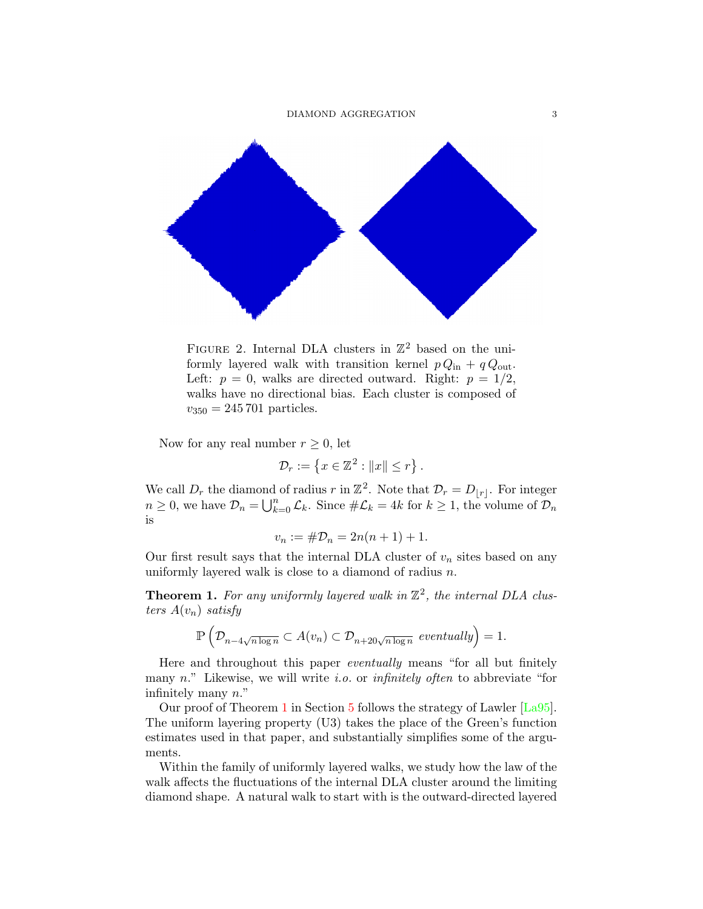FIGURE 2. Internal DLA clusters in $\mathbb{Z}^2$ based on the uniformly layered walk with transition kernel $p\,Q_{\text{in}} + q\,Q_{\text{out}}$. Left: $p = 0$, walks are directed outward. Right: $p = 1/2$, walks have no directional bias. Each cluster is composed of $v_{350} = 245\,701$ particles.

Now for any real number $r \geq 0$, let

$$\mathcal{D}_r := \left\{ x \in \mathbb{Z}^2 : \|x\| \leq r \right\}.$$

We call $D_r$ the diamond of radius $r$ in $\mathbb{Z}^2$. Note that $\mathcal{D}_r = D_{\lfloor r \rfloor}$. For integer $n \geq 0$, we have $\mathcal{D}_n = \bigcup_{k=0}^{n} \mathcal{L}_k$. Since $\#\mathcal{L}_k = 4k$ for $k \geq 1$, the volume of $\mathcal{D}_n$ is

$$v_n := \#\mathcal{D}_n = 2n(n+1) + 1.$$

Our first result says that the internal DLA cluster of $v_n$ sites based on any uniformly layered walk is close to a diamond of radius $n$.

**Theorem 1.** *For any uniformly layered walk in $\mathbb{Z}^2$, the internal DLA clusters $A(v_n)$ satisfy*

$$\mathbb{P}\left( \mathcal{D}_{n-4\sqrt{n \log n}} \subset A(v_n) \subset \mathcal{D}_{n+20\sqrt{n \log n}} \text{ eventually} \right) = 1.$$

Here and throughout this paper *eventually* means "for all but finitely many $n$." Likewise, we will write *i.o.* or *infinitely often* to abbreviate "for infinitely many $n$."

Our proof of Theorem 1 in Section 5 follows the strategy of Lawler [La95]. The uniform layering property (U3) takes the place of the Green's function estimates used in that paper, and substantially simplifies some of the arguments.

Within the family of uniformly layered walks, we study how the law of the walk affects the fluctuations of the internal DLA cluster around the limiting diamond shape. A natural walk to start with is the outward-directed layered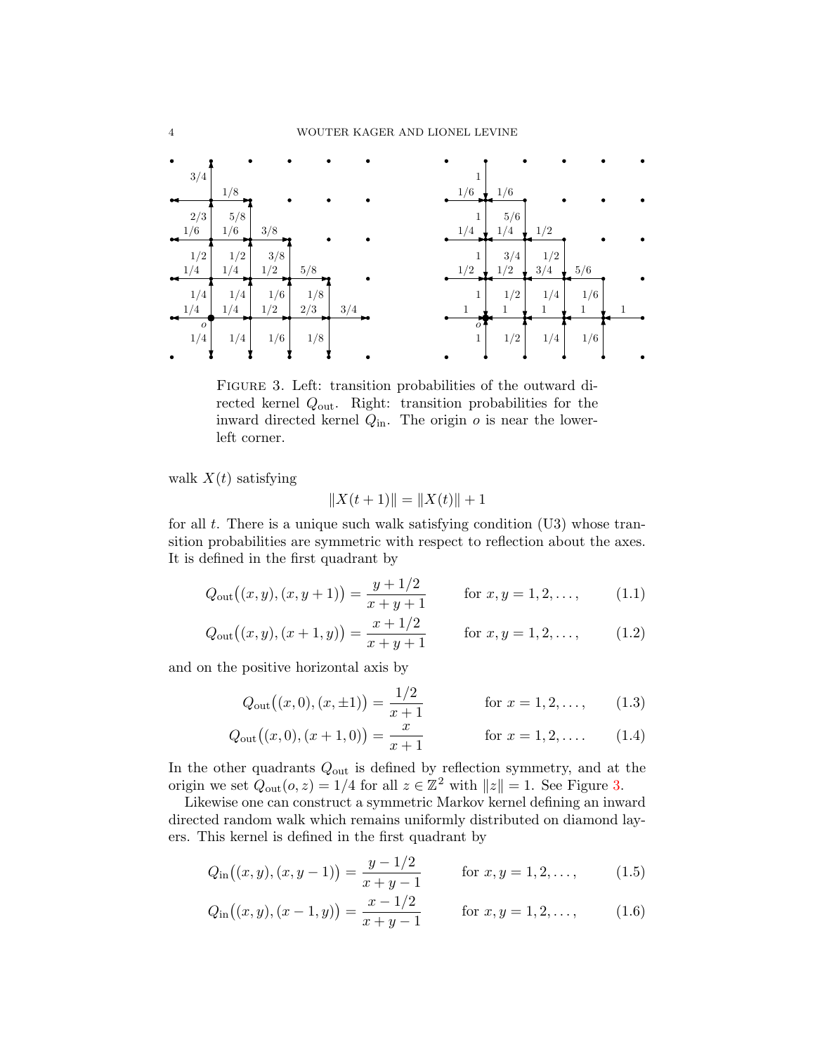FIGURE 3. Left: transition probabilities of the outward directed kernel $Q_{\text{out}}$. Right: transition probabilities for the inward directed kernel $Q_{\text{in}}$. The origin $o$ is near the lower-left corner.

walk $X(t)$ satisfying

$$\|X(t+1)\| = \|X(t)\| + 1$$

for all $t$. There is a unique such walk satisfying condition (U3) whose transition probabilities are symmetric with respect to reflection about the axes. It is defined in the first quadrant by

$$Q_{\text{out}}\big((x,y),(x,y+1)\big) = \frac{y+1/2}{x+y+1} \qquad \text{for } x,y = 1,2,\ldots, \tag{1.1}$$

$$Q_{\text{out}}\big((x,y),(x+1,y)\big) = \frac{x+1/2}{x+y+1} \qquad \text{for } x,y = 1,2,\ldots, \tag{1.2}$$

and on the positive horizontal axis by

$$Q_{\text{out}}\big((x,0),(x,\pm 1)\big) = \frac{1/2}{x+1} \qquad \text{for } x = 1,2,\ldots, \tag{1.3}$$

$$Q_{\text{out}}\big((x,0),(x+1,0)\big) = \frac{x}{x+1} \qquad \text{for } x = 1,2,\ldots. \tag{1.4}$$

In the other quadrants $Q_{\text{out}}$ is defined by reflection symmetry, and at the origin we set $Q_{\text{out}}(o,z) = 1/4$ for all $z \in \mathbb{Z}^2$ with $\|z\| = 1$. See Figure 3.

Likewise one can construct a symmetric Markov kernel defining an inward directed random walk which remains uniformly distributed on diamond layers. This kernel is defined in the first quadrant by

$$Q_{\text{in}}\big((x,y),(x,y-1)\big) = \frac{y-1/2}{x+y-1} \qquad \text{for } x,y = 1,2,\ldots, \tag{1.5}$$

$$Q_{\text{in}}\big((x,y),(x-1,y)\big) = \frac{x-1/2}{x+y-1} \qquad \text{for } x,y = 1,2,\ldots, \tag{1.6}$$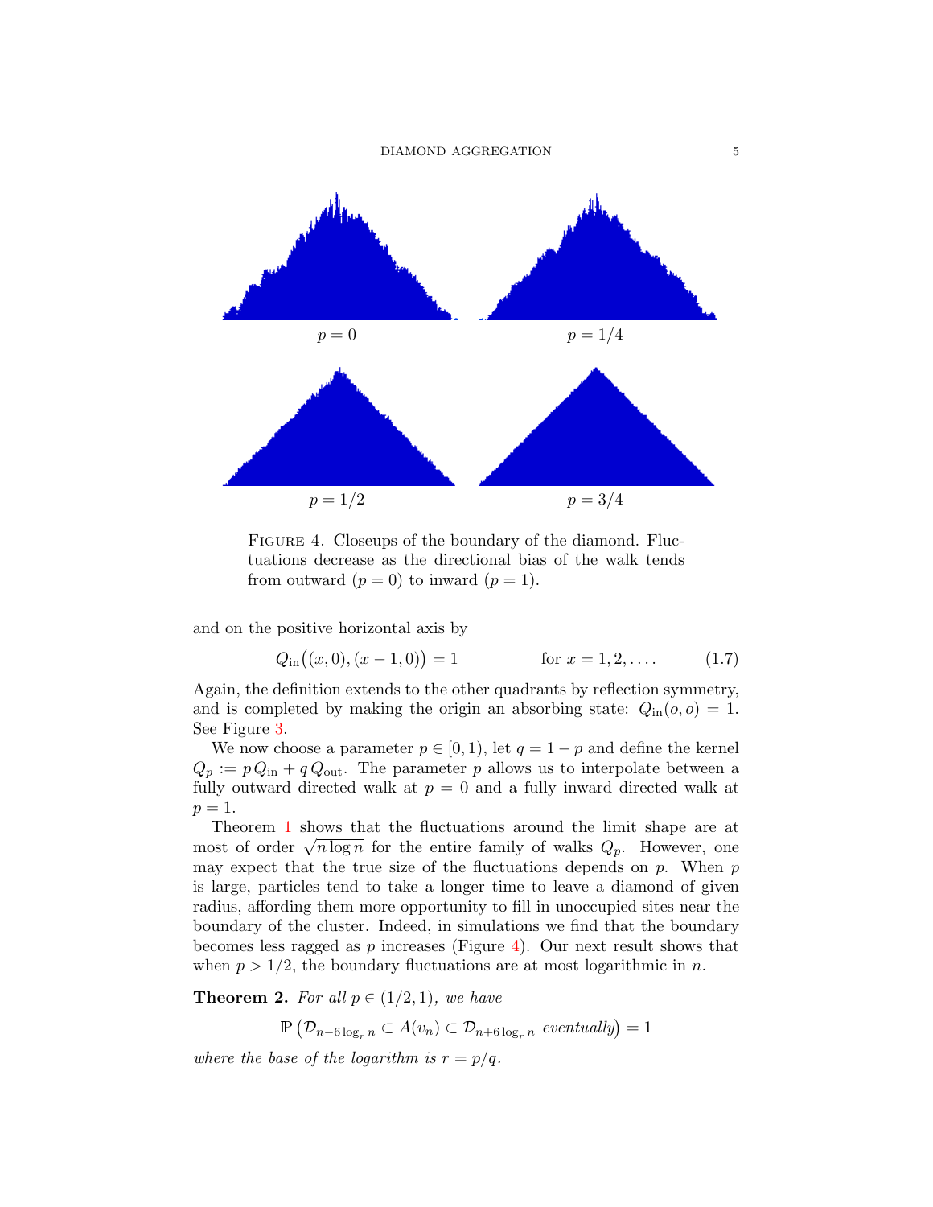$p = 0$ $\quad$ $p = 1/4$

$p = 1/2$ $\quad$ $p = 3/4$

FIGURE 4. Closeups of the boundary of the diamond. Fluctuations decrease as the directional bias of the walk tends from outward ($p = 0$) to inward ($p = 1$).

and on the positive horizontal axis by

$$Q_{\text{in}}\big((x,0),(x-1,0)\big) = 1 \qquad \text{for } x = 1, 2, \ldots. \tag{1.7}$$

Again, the definition extends to the other quadrants by reflection symmetry, and is completed by making the origin an absorbing state: $Q_{\text{in}}(o,o) = 1$. See Figure 3.

We now choose a parameter $p \in [0,1)$, let $q = 1-p$ and define the kernel $Q_p := p\,Q_{\text{in}} + q\,Q_{\text{out}}$. The parameter $p$ allows us to interpolate between a fully outward directed walk at $p = 0$ and a fully inward directed walk at $p = 1$.

Theorem 1 shows that the fluctuations around the limit shape are at most of order $\sqrt{n \log n}$ for the entire family of walks $Q_p$. However, one may expect that the true size of the fluctuations depends on $p$. When $p$ is large, particles tend to take a longer time to leave a diamond of given radius, affording them more opportunity to fill in unoccupied sites near the boundary of the cluster. Indeed, in simulations we find that the boundary becomes less ragged as $p$ increases (Figure 4). Our next result shows that when $p > 1/2$, the boundary fluctuations are at most logarithmic in $n$.

**Theorem 2.** *For all $p \in (1/2, 1)$, we have*

$$\mathbb{P}\left(\mathcal{D}_{n-6\log_r n} \subset A(v_n) \subset \mathcal{D}_{n+6\log_r n} \text{ eventually}\right) = 1$$

*where the base of the logarithm is $r = p/q$.*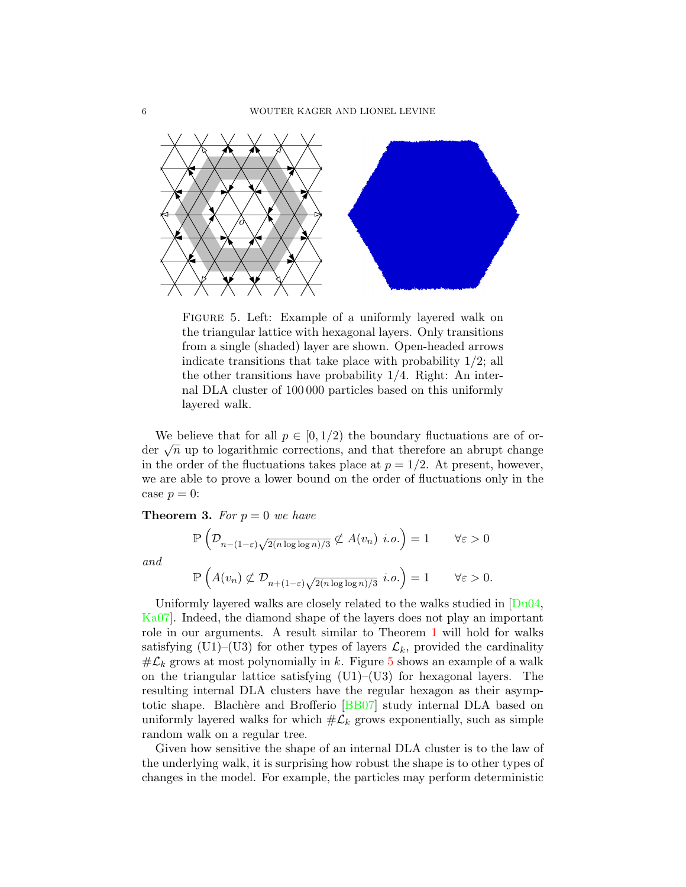Figure 5. Left: Example of a uniformly layered walk on the triangular lattice with hexagonal layers. Only transitions from a single (shaded) layer are shown. Open-headed arrows indicate transitions that take place with probability 1/2; all the other transitions have probability 1/4. Right: An internal DLA cluster of 100 000 particles based on this uniformly layered walk.

We believe that for all $p \in [0, 1/2)$ the boundary fluctuations are of order $\sqrt{n}$ up to logarithmic corrections, and that therefore an abrupt change in the order of the fluctuations takes place at $p = 1/2$. At present, however, we are able to prove a lower bound on the order of fluctuations only in the case $p = 0$:

**Theorem 3.** *For $p = 0$ we have*

$$\mathbb{P}\left(\mathcal{D}_{n-(1-\varepsilon)\sqrt{2(n\log\log n)/3}} \not\subset A(v_n) \text{ i.o.}\right) = 1 \qquad \forall \varepsilon > 0$$

*and*

$$\mathbb{P}\left(A(v_n) \not\subset \mathcal{D}_{n+(1-\varepsilon)\sqrt{2(n\log\log n)/3}} \text{ i.o.}\right) = 1 \qquad \forall \varepsilon > 0.$$

Uniformly layered walks are closely related to the walks studied in [Du04, Ka07]. Indeed, the diamond shape of the layers does not play an important role in our arguments. A result similar to Theorem 1 will hold for walks satisfying (U1)–(U3) for other types of layers $\mathcal{L}_k$, provided the cardinality $\#\mathcal{L}_k$ grows at most polynomially in $k$. Figure 5 shows an example of a walk on the triangular lattice satisfying (U1)–(U3) for hexagonal layers. The resulting internal DLA clusters have the regular hexagon as their asymptotic shape. Blachère and Brofferio [BB07] study internal DLA based on uniformly layered walks for which $\#\mathcal{L}_k$ grows exponentially, such as simple random walk on a regular tree.

Given how sensitive the shape of an internal DLA cluster is to the law of the underlying walk, it is surprising how robust the shape is to other types of changes in the model. For example, the particles may perform deterministic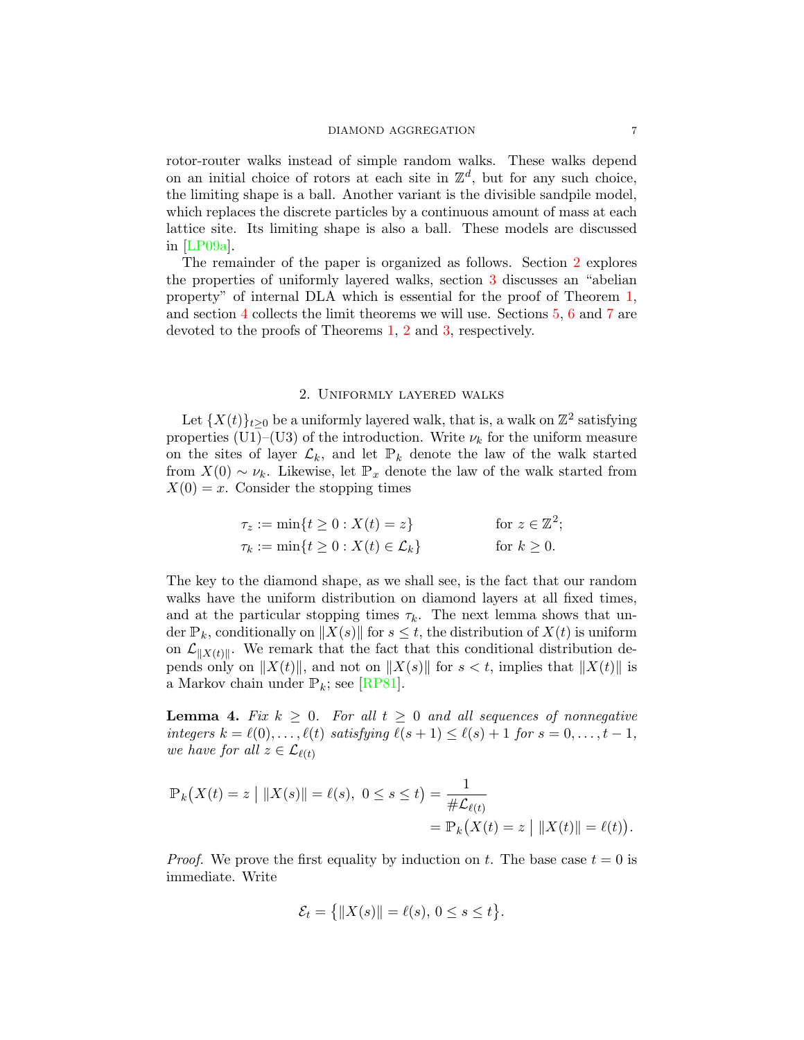rotor-router walks instead of simple random walks. These walks depend on an initial choice of rotors at each site in $\mathbb{Z}^d$, but for any such choice, the limiting shape is a ball. Another variant is the divisible sandpile model, which replaces the discrete particles by a continuous amount of mass at each lattice site. Its limiting shape is also a ball. These models are discussed in [LP09a].

The remainder of the paper is organized as follows. Section 2 explores the properties of uniformly layered walks, section 3 discusses an "abelian property" of internal DLA which is essential for the proof of Theorem 1, and section 4 collects the limit theorems we will use. Sections 5, 6 and 7 are devoted to the proofs of Theorems 1, 2 and 3, respectively.

## 2. Uniformly layered walks

Let $\{X(t)\}_{t\geq 0}$ be a uniformly layered walk, that is, a walk on $\mathbb{Z}^2$ satisfying properties (U1)–(U3) of the introduction. Write $\nu_k$ for the uniform measure on the sites of layer $\mathcal{L}_k$, and let $\mathbb{P}_k$ denote the law of the walk started from $X(0) \sim \nu_k$. Likewise, let $\mathbb{P}_x$ denote the law of the walk started from $X(0) = x$. Consider the stopping times

$$
\begin{aligned}
\tau_z &:= \min\{t \geq 0 : X(t) = z\} \qquad && \text{for } z \in \mathbb{Z}^2; \\
\tau_k &:= \min\{t \geq 0 : X(t) \in \mathcal{L}_k\} \qquad && \text{for } k \geq 0.
\end{aligned}
$$

The key to the diamond shape, as we shall see, is the fact that our random walks have the uniform distribution on diamond layers at all fixed times, and at the particular stopping times $\tau_k$. The next lemma shows that under $\mathbb{P}_k$, conditionally on $\|X(s)\|$ for $s \leq t$, the distribution of $X(t)$ is uniform on $\mathcal{L}_{\|X(t)\|}$. We remark that the fact that this conditional distribution depends only on $\|X(t)\|$, and not on $\|X(s)\|$ for $s < t$, implies that $\|X(t)\|$ is a Markov chain under $\mathbb{P}_k$; see [RP81].

**Lemma 4.** *Fix $k \geq 0$. For all $t \geq 0$ and all sequences of nonnegative integers $k = \ell(0), \ldots, \ell(t)$ satisfying $\ell(s+1) \leq \ell(s) + 1$ for $s = 0, \ldots, t-1$, we have for all $z \in \mathcal{L}_{\ell(t)}$*

$$
\begin{aligned}
\mathbb{P}_k\big(X(t) = z \mid \|X(s)\| = \ell(s),\ 0 \leq s \leq t\big) &= \frac{1}{\#\mathcal{L}_{\ell(t)}} \\
&= \mathbb{P}_k\big(X(t) = z \mid \|X(t)\| = \ell(t)\big).
\end{aligned}
$$

*Proof.* We prove the first equality by induction on $t$. The base case $t = 0$ is immediate. Write

$$
\mathcal{E}_t = \big\{\|X(s)\| = \ell(s),\ 0 \leq s \leq t\big\}.
$$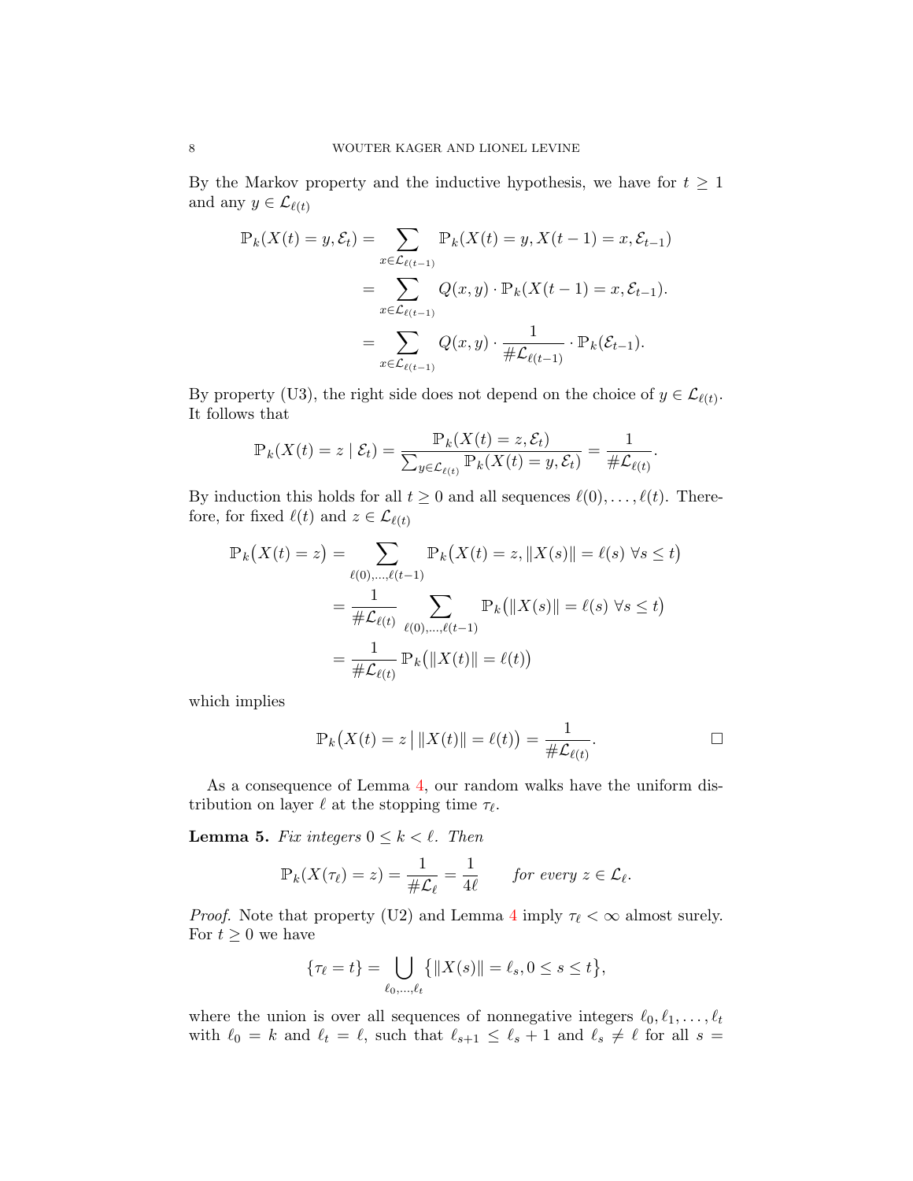By the Markov property and the inductive hypothesis, we have for $t \geq 1$ and any $y \in \mathcal{L}_{\ell(t)}$

$$
\begin{aligned}
\mathbb{P}_k(X(t) = y, \mathcal{E}_t) &= \sum_{x \in \mathcal{L}_{\ell(t-1)}} \mathbb{P}_k(X(t) = y, X(t-1) = x, \mathcal{E}_{t-1}) \\
&= \sum_{x \in \mathcal{L}_{\ell(t-1)}} Q(x, y) \cdot \mathbb{P}_k(X(t-1) = x, \mathcal{E}_{t-1}). \\
&= \sum_{x \in \mathcal{L}_{\ell(t-1)}} Q(x, y) \cdot \frac{1}{\#\mathcal{L}_{\ell(t-1)}} \cdot \mathbb{P}_k(\mathcal{E}_{t-1}).
\end{aligned}
$$

By property (U3), the right side does not depend on the choice of $y \in \mathcal{L}_{\ell(t)}$. It follows that

$$
\mathbb{P}_k(X(t) = z \mid \mathcal{E}_t) = \frac{\mathbb{P}_k(X(t) = z, \mathcal{E}_t)}{\sum_{y \in \mathcal{L}_{\ell(t)}} \mathbb{P}_k(X(t) = y, \mathcal{E}_t)} = \frac{1}{\#\mathcal{L}_{\ell(t)}}.
$$

By induction this holds for all $t \geq 0$ and all sequences $\ell(0), \ldots, \ell(t)$. Therefore, for fixed $\ell(t)$ and $z \in \mathcal{L}_{\ell(t)}$

$$
\begin{aligned}
\mathbb{P}_k\big(X(t) = z\big) &= \sum_{\ell(0), \ldots, \ell(t-1)} \mathbb{P}_k\big(X(t) = z, \|X(s)\| = \ell(s) \ \forall s \leq t\big) \\
&= \frac{1}{\#\mathcal{L}_{\ell(t)}} \sum_{\ell(0), \ldots, \ell(t-1)} \mathbb{P}_k\big(\|X(s)\| = \ell(s) \ \forall s \leq t\big) \\
&= \frac{1}{\#\mathcal{L}_{\ell(t)}} \mathbb{P}_k\big(\|X(t)\| = \ell(t)\big)
\end{aligned}
$$

which implies

$$
\mathbb{P}_k\big(X(t) = z \,\big|\, \|X(t)\| = \ell(t)\big) = \frac{1}{\#\mathcal{L}_{\ell(t)}}. \qquad \square
$$

As a consequence of Lemma 4, our random walks have the uniform distribution on layer $\ell$ at the stopping time $\tau_\ell$.

**Lemma 5.** *Fix integers $0 \leq k < \ell$. Then*

$$
\mathbb{P}_k(X(\tau_\ell) = z) = \frac{1}{\#\mathcal{L}_\ell} = \frac{1}{4\ell} \qquad \textit{for every } z \in \mathcal{L}_\ell.
$$

*Proof.* Note that property (U2) and Lemma 4 imply $\tau_\ell < \infty$ almost surely. For $t \geq 0$ we have

$$
\{\tau_\ell = t\} = \bigcup_{\ell_0, \ldots, \ell_t} \big\{\|X(s)\| = \ell_s, 0 \leq s \leq t\big\},
$$

where the union is over all sequences of nonnegative integers $\ell_0, \ell_1, \ldots, \ell_t$ with $\ell_0 = k$ and $\ell_t = \ell$, such that $\ell_{s+1} \leq \ell_s + 1$ and $\ell_s \neq \ell$ for all $s =$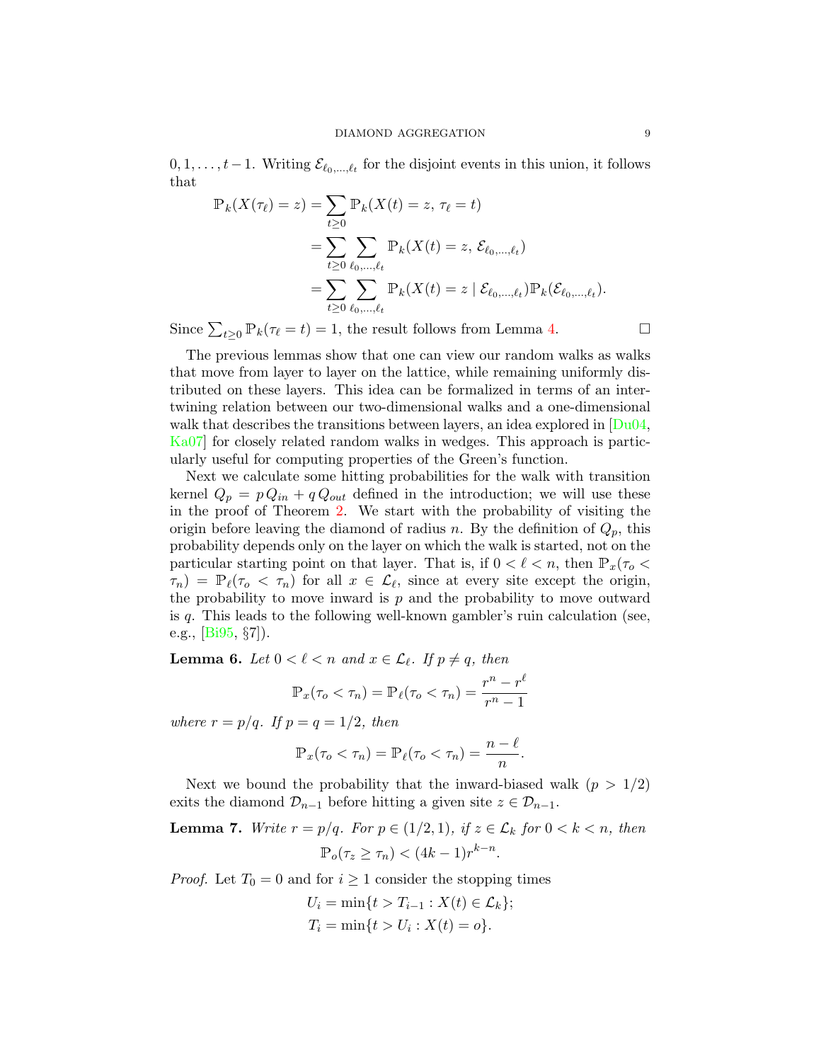$0, 1, \ldots, t-1$. Writing $\mathcal{E}_{\ell_0,\ldots,\ell_t}$ for the disjoint events in this union, it follows that

$$
\begin{aligned}
\mathbb{P}_k(X(\tau_\ell) = z) &= \sum_{t \geq 0} \mathbb{P}_k(X(t) = z,\, \tau_\ell = t) \\
&= \sum_{t \geq 0} \sum_{\ell_0,\ldots,\ell_t} \mathbb{P}_k(X(t) = z,\, \mathcal{E}_{\ell_0,\ldots,\ell_t}) \\
&= \sum_{t \geq 0} \sum_{\ell_0,\ldots,\ell_t} \mathbb{P}_k(X(t) = z \mid \mathcal{E}_{\ell_0,\ldots,\ell_t}) \mathbb{P}_k(\mathcal{E}_{\ell_0,\ldots,\ell_t}).
\end{aligned}
$$

Since $\sum_{t \geq 0} \mathbb{P}_k(\tau_\ell = t) = 1$, the result follows from Lemma 4. $\square$

The previous lemmas show that one can view our random walks as walks that move from layer to layer on the lattice, while remaining uniformly distributed on these layers. This idea can be formalized in terms of an intertwining relation between our two-dimensional walks and a one-dimensional walk that describes the transitions between layers, an idea explored in [Du04, Ka07] for closely related random walks in wedges. This approach is particularly useful for computing properties of the Green's function.

Next we calculate some hitting probabilities for the walk with transition kernel $Q_p = p\, Q_{in} + q\, Q_{out}$ defined in the introduction; we will use these in the proof of Theorem 2. We start with the probability of visiting the origin before leaving the diamond of radius $n$. By the definition of $Q_p$, this probability depends only on the layer on which the walk is started, not on the particular starting point on that layer. That is, if $0 < \ell < n$, then $\mathbb{P}_x(\tau_o < \tau_n) = \mathbb{P}_\ell(\tau_o < \tau_n)$ for all $x \in \mathcal{L}_\ell$, since at every site except the origin, the probability to move inward is $p$ and the probability to move outward is $q$. This leads to the following well-known gambler's ruin calculation (see, e.g., [Bi95, §7]).

**Lemma 6.** *Let $0 < \ell < n$ and $x \in \mathcal{L}_\ell$. If $p \neq q$, then*

$$\mathbb{P}_x(\tau_o < \tau_n) = \mathbb{P}_\ell(\tau_o < \tau_n) = \frac{r^n - r^\ell}{r^n - 1}$$

*where $r = p/q$. If $p = q = 1/2$, then*

$$\mathbb{P}_x(\tau_o < \tau_n) = \mathbb{P}_\ell(\tau_o < \tau_n) = \frac{n - \ell}{n}.$$

Next we bound the probability that the inward-biased walk ($p > 1/2$) exits the diamond $\mathcal{D}_{n-1}$ before hitting a given site $z \in \mathcal{D}_{n-1}$.

**Lemma 7.** *Write $r = p/q$. For $p \in (1/2, 1)$, if $z \in \mathcal{L}_k$ for $0 < k < n$, then*

$$\mathbb{P}_o(\tau_z \geq \tau_n) < (4k-1) r^{k-n}.$$

*Proof.* Let $T_0 = 0$ and for $i \geq 1$ consider the stopping times

$$
\begin{aligned}
U_i &= \min\{t > T_{i-1} : X(t) \in \mathcal{L}_k\}; \\
T_i &= \min\{t > U_i : X(t) = o\}.
\end{aligned}
$$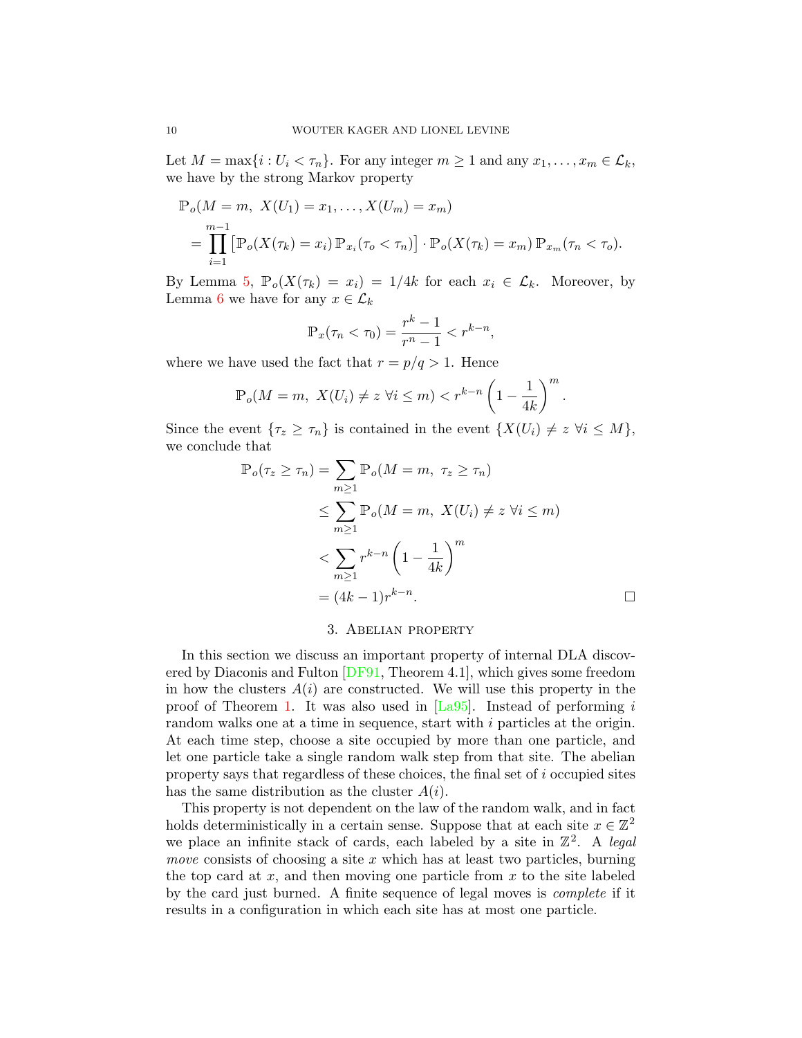Let $M = \max\{i : U_i < \tau_n\}$. For any integer $m \geq 1$ and any $x_1, \ldots, x_m \in \mathcal{L}_k$, we have by the strong Markov property

$$
\begin{aligned}
&\mathbb{P}_o(M = m,\ X(U_1) = x_1, \ldots, X(U_m) = x_m) \\
&\quad = \prod_{i=1}^{m-1} \left[ \mathbb{P}_o(X(\tau_k) = x_i)\, \mathbb{P}_{x_i}(\tau_o < \tau_n) \right] \cdot \mathbb{P}_o(X(\tau_k) = x_m)\, \mathbb{P}_{x_m}(\tau_n < \tau_o).
\end{aligned}
$$

By Lemma 5, $\mathbb{P}_o(X(\tau_k) = x_i) = 1/4k$ for each $x_i \in \mathcal{L}_k$. Moreover, by Lemma 6 we have for any $x \in \mathcal{L}_k$

$$
\mathbb{P}_x(\tau_n < \tau_0) = \frac{r^k - 1}{r^n - 1} < r^{k-n},
$$

where we have used the fact that $r = p/q > 1$. Hence

$$
\mathbb{P}_o(M = m,\ X(U_i) \neq z\ \forall i \leq m) < r^{k-n} \left(1 - \frac{1}{4k}\right)^m.
$$

Since the event $\{\tau_z \geq \tau_n\}$ is contained in the event $\{X(U_i) \neq z\ \forall i \leq M\}$, we conclude that

$$
\begin{aligned}
\mathbb{P}_o(\tau_z \geq \tau_n) &= \sum_{m \geq 1} \mathbb{P}_o(M = m,\ \tau_z \geq \tau_n) \\
&\leq \sum_{m \geq 1} \mathbb{P}_o(M = m,\ X(U_i) \neq z\ \forall i \leq m) \\
&< \sum_{m \geq 1} r^{k-n} \left(1 - \frac{1}{4k}\right)^m \\
&= (4k - 1) r^{k-n}.
\end{aligned}
$$

□

## 3. Abelian property

In this section we discuss an important property of internal DLA discovered by Diaconis and Fulton [DF91, Theorem 4.1], which gives some freedom in how the clusters $A(i)$ are constructed. We will use this property in the proof of Theorem 1. It was also used in [La95]. Instead of performing $i$ random walks one at a time in sequence, start with $i$ particles at the origin. At each time step, choose a site occupied by more than one particle, and let one particle take a single random walk step from that site. The abelian property says that regardless of these choices, the final set of $i$ occupied sites has the same distribution as the cluster $A(i)$.

This property is not dependent on the law of the random walk, and in fact holds deterministically in a certain sense. Suppose that at each site $x \in \mathbb{Z}^2$ we place an infinite stack of cards, each labeled by a site in $\mathbb{Z}^2$. A *legal move* consists of choosing a site $x$ which has at least two particles, burning the top card at $x$, and then moving one particle from $x$ to the site labeled by the card just burned. A finite sequence of legal moves is *complete* if it results in a configuration in which each site has at most one particle.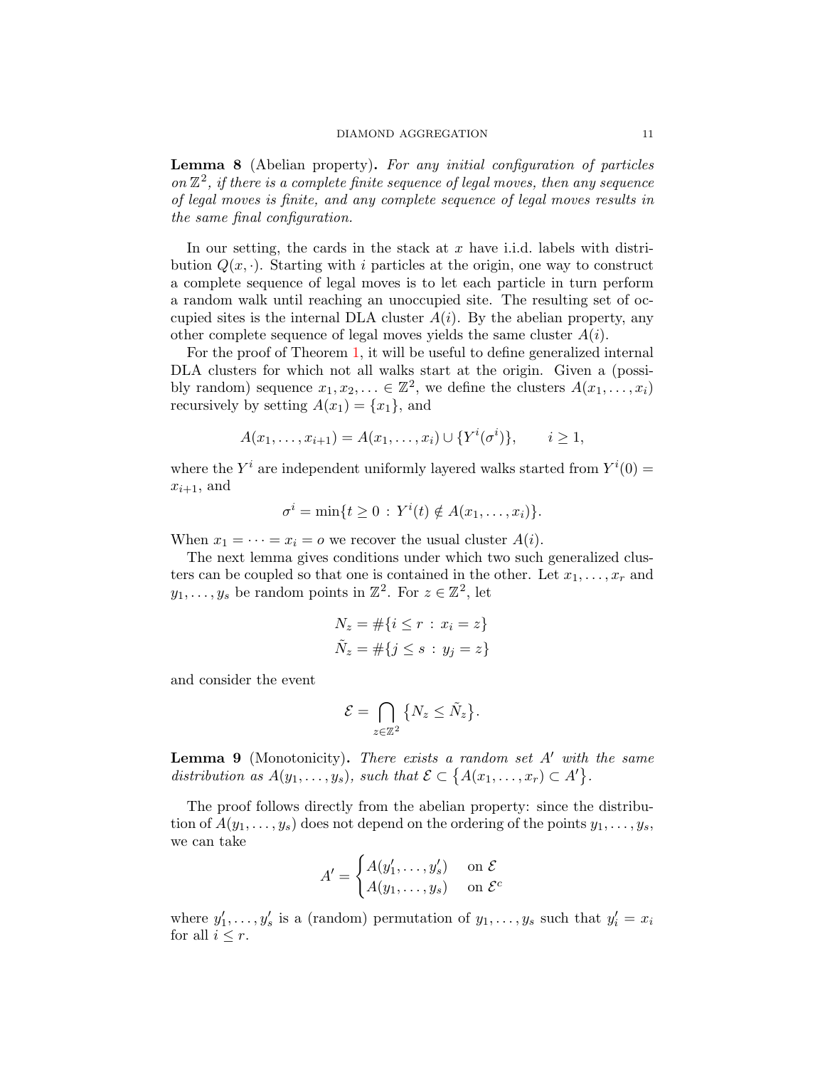**Lemma 8** (Abelian property)**.** *For any initial configuration of particles on $\mathbb{Z}^2$, if there is a complete finite sequence of legal moves, then any sequence of legal moves is finite, and any complete sequence of legal moves results in the same final configuration.*

In our setting, the cards in the stack at $x$ have i.i.d. labels with distribution $Q(x,\cdot)$. Starting with $i$ particles at the origin, one way to construct a complete sequence of legal moves is to let each particle in turn perform a random walk until reaching an unoccupied site. The resulting set of occupied sites is the internal DLA cluster $A(i)$. By the abelian property, any other complete sequence of legal moves yields the same cluster $A(i)$.

For the proof of Theorem 1, it will be useful to define generalized internal DLA clusters for which not all walks start at the origin. Given a (possibly random) sequence $x_1, x_2, \ldots \in \mathbb{Z}^2$, we define the clusters $A(x_1, \ldots, x_i)$ recursively by setting $A(x_1) = \{x_1\}$, and

$$A(x_1, \ldots, x_{i+1}) = A(x_1, \ldots, x_i) \cup \{Y^i(\sigma^i)\}, \qquad i \geq 1,$$

where the $Y^i$ are independent uniformly layered walks started from $Y^i(0) = x_{i+1}$, and

$$\sigma^i = \min\{t \geq 0 \,:\, Y^i(t) \notin A(x_1, \ldots, x_i)\}.$$

When $x_1 = \cdots = x_i = o$ we recover the usual cluster $A(i)$.

The next lemma gives conditions under which two such generalized clusters can be coupled so that one is contained in the other. Let $x_1, \ldots, x_r$ and $y_1, \ldots, y_s$ be random points in $\mathbb{Z}^2$. For $z \in \mathbb{Z}^2$, let

$$N_z = \#\{i \leq r \,:\, x_i = z\}$$
$$\tilde{N}_z = \#\{j \leq s \,:\, y_j = z\}$$

and consider the event

$$\mathcal{E} = \bigcap_{z \in \mathbb{Z}^2} \{N_z \leq \tilde{N}_z\}.$$

**Lemma 9** (Monotonicity)**.** *There exists a random set $A'$ with the same distribution as $A(y_1, \ldots, y_s)$, such that $\mathcal{E} \subset \{A(x_1, \ldots, x_r) \subset A'\}$.*

The proof follows directly from the abelian property: since the distribution of $A(y_1, \ldots, y_s)$ does not depend on the ordering of the points $y_1, \ldots, y_s$, we can take

$$A' = \begin{cases} A(y'_1, \ldots, y'_s) & \text{on } \mathcal{E} \\ A(y_1, \ldots, y_s) & \text{on } \mathcal{E}^c \end{cases}$$

where $y'_1, \ldots, y'_s$ is a (random) permutation of $y_1, \ldots, y_s$ such that $y'_i = x_i$ for all $i \leq r$.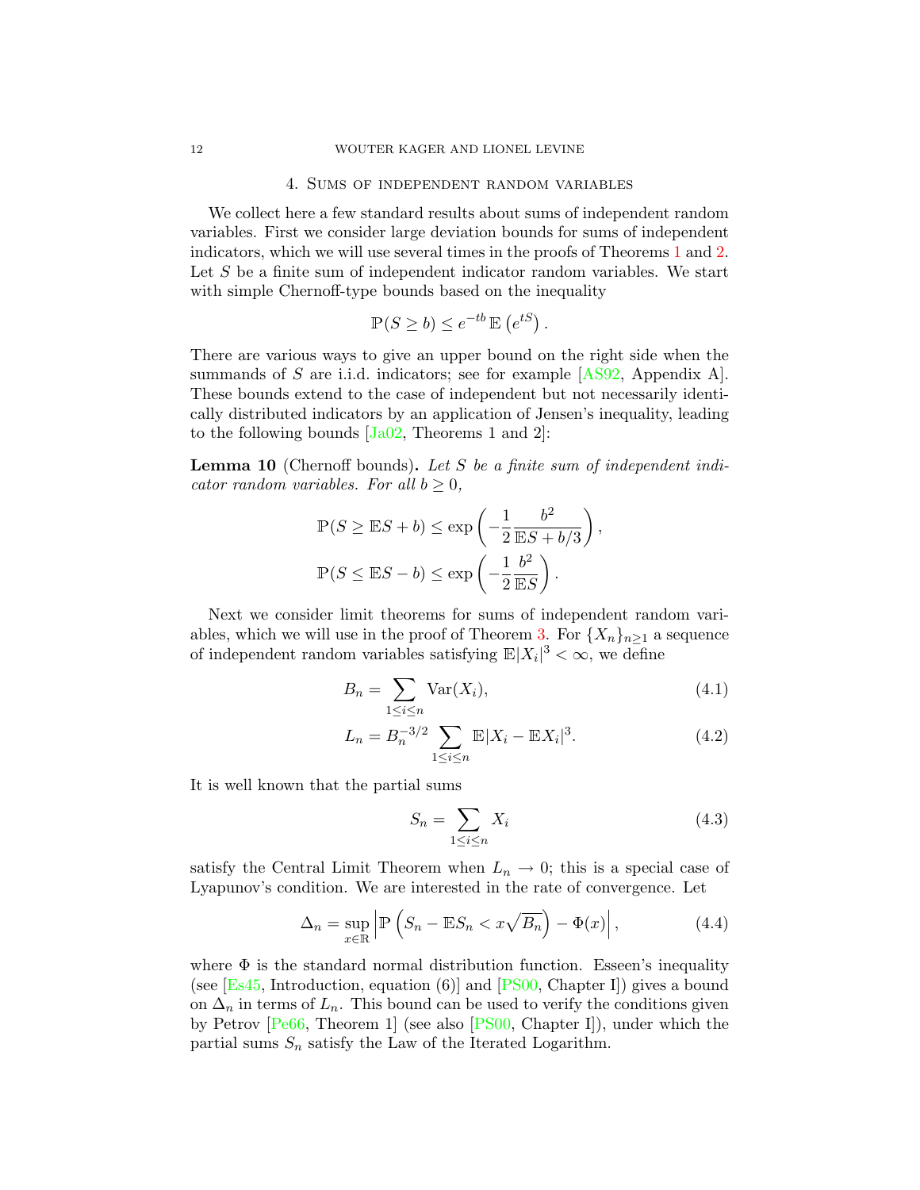## 4. Sums of independent random variables

We collect here a few standard results about sums of independent random variables. First we consider large deviation bounds for sums of independent indicators, which we will use several times in the proofs of Theorems 1 and 2. Let $S$ be a finite sum of independent indicator random variables. We start with simple Chernoff-type bounds based on the inequality

$$\mathbb{P}(S \geq b) \leq e^{-tb}\,\mathbb{E}\left(e^{tS}\right).$$

There are various ways to give an upper bound on the right side when the summands of $S$ are i.i.d. indicators; see for example [AS92, Appendix A]. These bounds extend to the case of independent but not necessarily identically distributed indicators by an application of Jensen's inequality, leading to the following bounds [Ja02, Theorems 1 and 2]:

**Lemma 10** (Chernoff bounds)**.** *Let $S$ be a finite sum of independent indicator random variables. For all $b \geq 0$,*

$$\mathbb{P}(S \geq \mathbb{E}S + b) \leq \exp\left(-\frac{1}{2}\frac{b^2}{\mathbb{E}S + b/3}\right),$$

$$\mathbb{P}(S \leq \mathbb{E}S - b) \leq \exp\left(-\frac{1}{2}\frac{b^2}{\mathbb{E}S}\right).$$

Next we consider limit theorems for sums of independent random variables, which we will use in the proof of Theorem 3. For $\{X_n\}_{n\geq 1}$ a sequence of independent random variables satisfying $\mathbb{E}|X_i|^3 < \infty$, we define

$$B_n = \sum_{1\leq i\leq n} \mathrm{Var}(X_i), \tag{4.1}$$

$$L_n = B_n^{-3/2} \sum_{1\leq i\leq n} \mathbb{E}|X_i - \mathbb{E}X_i|^3. \tag{4.2}$$

It is well known that the partial sums

$$S_n = \sum_{1\leq i\leq n} X_i \tag{4.3}$$

satisfy the Central Limit Theorem when $L_n \to 0$; this is a special case of Lyapunov's condition. We are interested in the rate of convergence. Let

$$\Delta_n = \sup_{x\in\mathbb{R}} \left|\mathbb{P}\left(S_n - \mathbb{E}S_n < x\sqrt{B_n}\right) - \Phi(x)\right|, \tag{4.4}$$

where $\Phi$ is the standard normal distribution function. Esseen's inequality (see [Es45, Introduction, equation (6)] and [PS00, Chapter I]) gives a bound on $\Delta_n$ in terms of $L_n$. This bound can be used to verify the conditions given by Petrov [Pe66, Theorem 1] (see also [PS00, Chapter I]), under which the partial sums $S_n$ satisfy the Law of the Iterated Logarithm.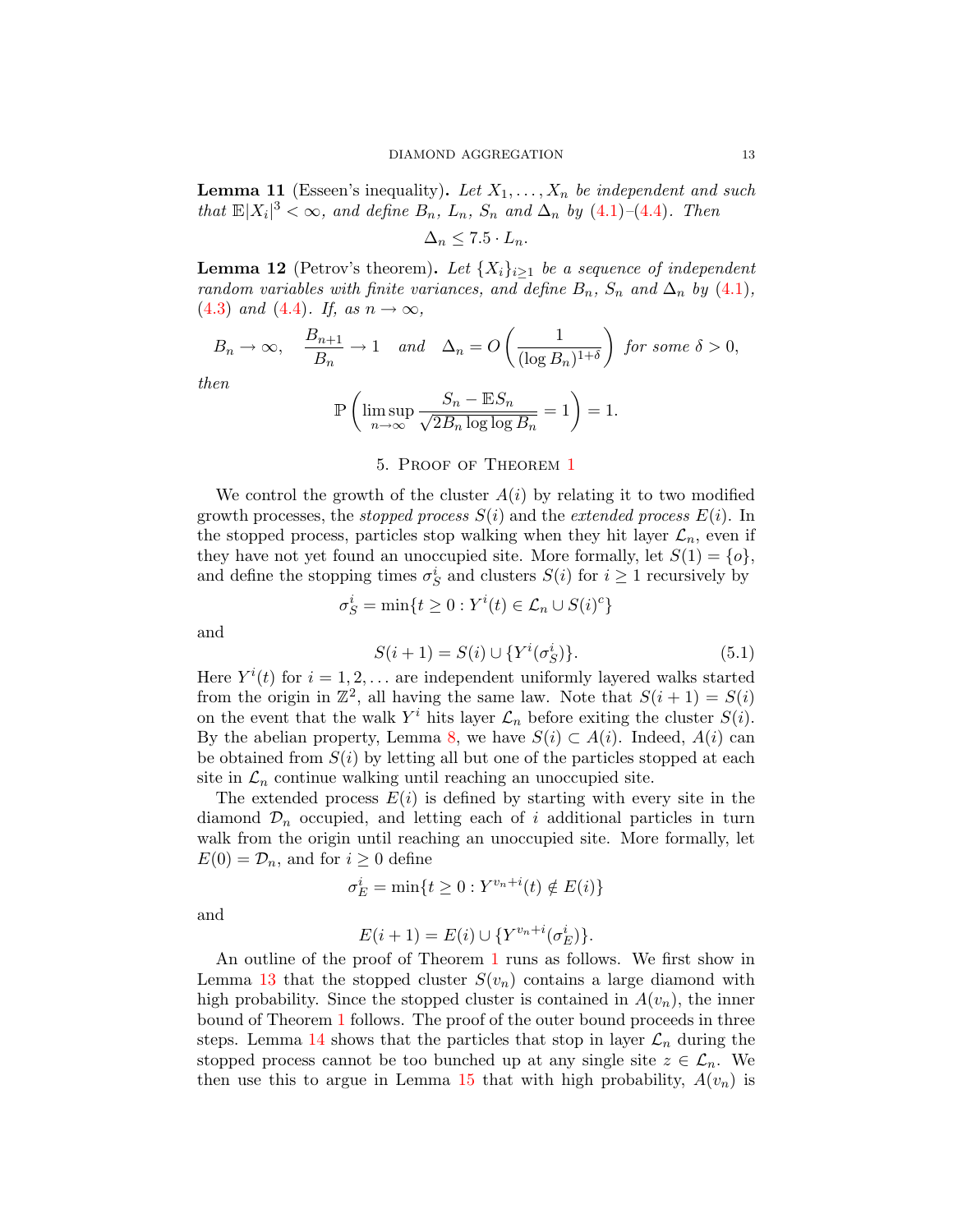**Lemma 11** (Esseen's inequality)**.** *Let $X_1, \dots, X_n$ be independent and such that $\mathbb{E}|X_i|^3 < \infty$, and define $B_n$, $L_n$, $S_n$ and $\Delta_n$ by (4.1)–(4.4). Then*

$$\Delta_n \leq 7.5 \cdot L_n.$$

**Lemma 12** (Petrov's theorem)**.** *Let $\{X_i\}_{i \geq 1}$ be a sequence of independent random variables with finite variances, and define $B_n$, $S_n$ and $\Delta_n$ by (4.1), (4.3) and (4.4). If, as $n \to \infty$,*

$$B_n \to \infty, \quad \frac{B_{n+1}}{B_n} \to 1 \quad \text{and} \quad \Delta_n = O\left(\frac{1}{(\log B_n)^{1+\delta}}\right) \text{ for some } \delta > 0,$$

*then*

$$\mathbb{P}\left(\limsup_{n\to\infty} \frac{S_n - \mathbb{E}S_n}{\sqrt{2B_n \log\log B_n}} = 1\right) = 1.$$

## 5. Proof of Theorem 1

We control the growth of the cluster $A(i)$ by relating it to two modified growth processes, the *stopped process* $S(i)$ and the *extended process* $E(i)$. In the stopped process, particles stop walking when they hit layer $\mathcal{L}_n$, even if they have not yet found an unoccupied site. More formally, let $S(1) = \{o\}$, and define the stopping times $\sigma_S^i$ and clusters $S(i)$ for $i \geq 1$ recursively by

$$\sigma_S^i = \min\{t \geq 0 : Y^i(t) \in \mathcal{L}_n \cup S(i)^c\}$$

and

$$S(i+1) = S(i) \cup \{Y^i(\sigma_S^i)\}. \tag{5.1}$$

Here $Y^i(t)$ for $i = 1, 2, \dots$ are independent uniformly layered walks started from the origin in $\mathbb{Z}^2$, all having the same law. Note that $S(i+1) = S(i)$ on the event that the walk $Y^i$ hits layer $\mathcal{L}_n$ before exiting the cluster $S(i)$. By the abelian property, Lemma 8, we have $S(i) \subset A(i)$. Indeed, $A(i)$ can be obtained from $S(i)$ by letting all but one of the particles stopped at each site in $\mathcal{L}_n$ continue walking until reaching an unoccupied site.

The extended process $E(i)$ is defined by starting with every site in the diamond $\mathcal{D}_n$ occupied, and letting each of $i$ additional particles in turn walk from the origin until reaching an unoccupied site. More formally, let $E(0) = \mathcal{D}_n$, and for $i \geq 0$ define

$$\sigma_E^i = \min\{t \geq 0 : Y^{v_n+i}(t) \notin E(i)\}$$

and

$$E(i+1) = E(i) \cup \{Y^{v_n+i}(\sigma_E^i)\}.$$

An outline of the proof of Theorem 1 runs as follows. We first show in Lemma 13 that the stopped cluster $S(v_n)$ contains a large diamond with high probability. Since the stopped cluster is contained in $A(v_n)$, the inner bound of Theorem 1 follows. The proof of the outer bound proceeds in three steps. Lemma 14 shows that the particles that stop in layer $\mathcal{L}_n$ during the stopped process cannot be too bunched up at any single site $z \in \mathcal{L}_n$. We then use this to argue in Lemma 15 that with high probability, $A(v_n)$ is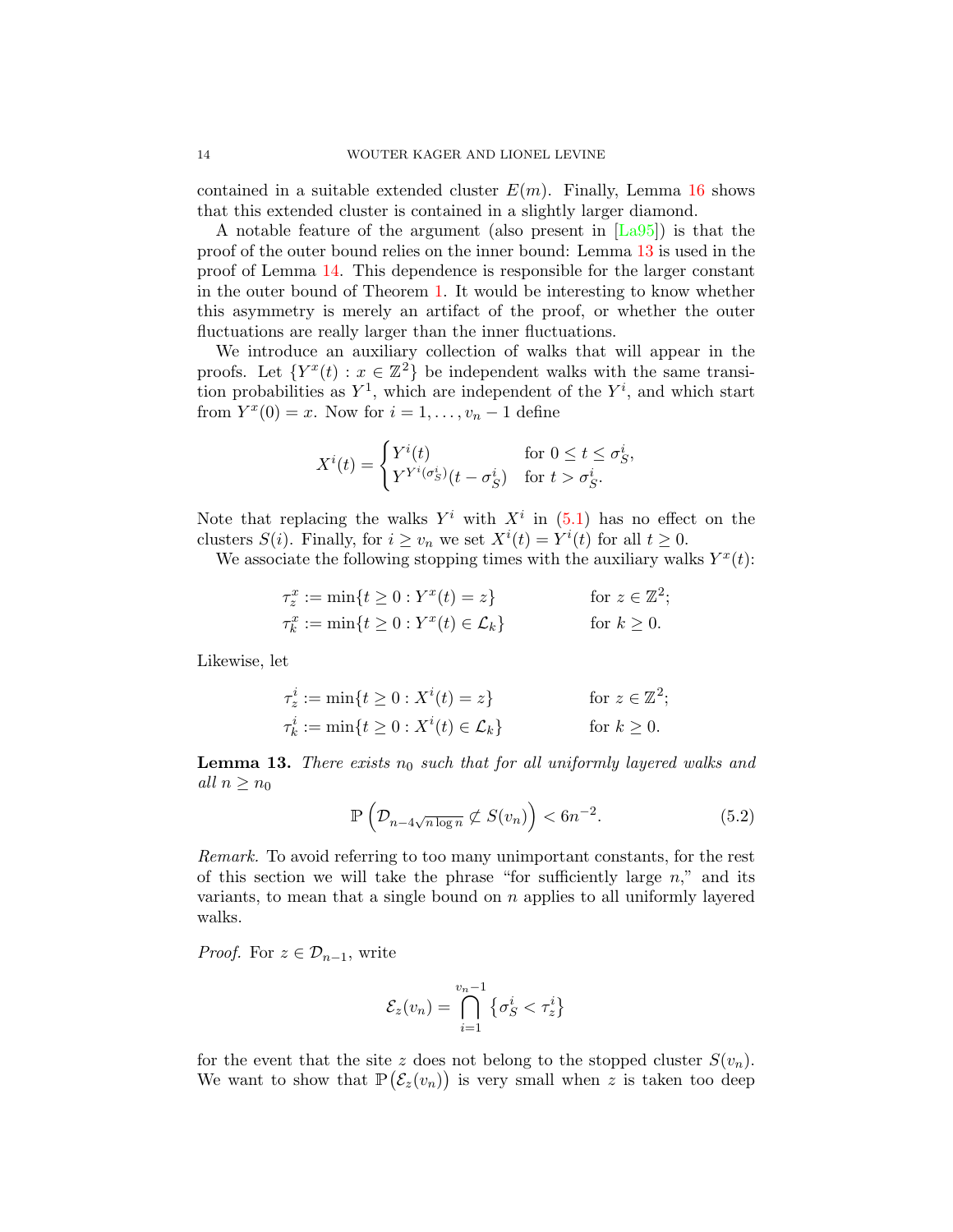contained in a suitable extended cluster $E(m)$. Finally, Lemma 16 shows that this extended cluster is contained in a slightly larger diamond.

A notable feature of the argument (also present in [La95]) is that the proof of the outer bound relies on the inner bound: Lemma 13 is used in the proof of Lemma 14. This dependence is responsible for the larger constant in the outer bound of Theorem 1. It would be interesting to know whether this asymmetry is merely an artifact of the proof, or whether the outer fluctuations are really larger than the inner fluctuations.

We introduce an auxiliary collection of walks that will appear in the proofs. Let $\{Y^x(t) : x \in \mathbb{Z}^2\}$ be independent walks with the same transition probabilities as $Y^1$, which are independent of the $Y^i$, and which start from $Y^x(0) = x$. Now for $i = 1, \ldots, v_n - 1$ define

$$X^i(t) = \begin{cases} Y^i(t) & \text{for } 0 \le t \le \sigma_S^i, \\ Y^{Y^i(\sigma_S^i)}(t - \sigma_S^i) & \text{for } t > \sigma_S^i. \end{cases}$$

Note that replacing the walks $Y^i$ with $X^i$ in (5.1) has no effect on the clusters $S(i)$. Finally, for $i \ge v_n$ we set $X^i(t) = Y^i(t)$ for all $t \ge 0$.

We associate the following stopping times with the auxiliary walks $Y^x(t)$:

$$\begin{aligned} \tau_z^x &:= \min\{t \ge 0 : Y^x(t) = z\} && \text{for } z \in \mathbb{Z}^2; \\ \tau_k^x &:= \min\{t \ge 0 : Y^x(t) \in \mathcal{L}_k\} && \text{for } k \ge 0. \end{aligned}$$

Likewise, let

$$\begin{aligned} \tau_z^i &:= \min\{t \ge 0 : X^i(t) = z\} && \text{for } z \in \mathbb{Z}^2; \\ \tau_k^i &:= \min\{t \ge 0 : X^i(t) \in \mathcal{L}_k\} && \text{for } k \ge 0. \end{aligned}$$

**Lemma 13.** *There exists $n_0$ such that for all uniformly layered walks and all $n \ge n_0$*

$$\mathbb{P}\left(\mathcal{D}_{n-4\sqrt{n \log n}} \not\subset S(v_n)\right) < 6n^{-2}. \tag{5.2}$$

*Remark.* To avoid referring to too many unimportant constants, for the rest of this section we will take the phrase "for sufficiently large $n$," and its variants, to mean that a single bound on $n$ applies to all uniformly layered walks.

*Proof.* For $z \in \mathcal{D}_{n-1}$, write

$$\mathcal{E}_z(v_n) = \bigcap_{i=1}^{v_n - 1} \{\sigma_S^i < \tau_z^i\}$$

for the event that the site $z$ does not belong to the stopped cluster $S(v_n)$. We want to show that $\mathbb{P}(\mathcal{E}_z(v_n))$ is very small when $z$ is taken too deep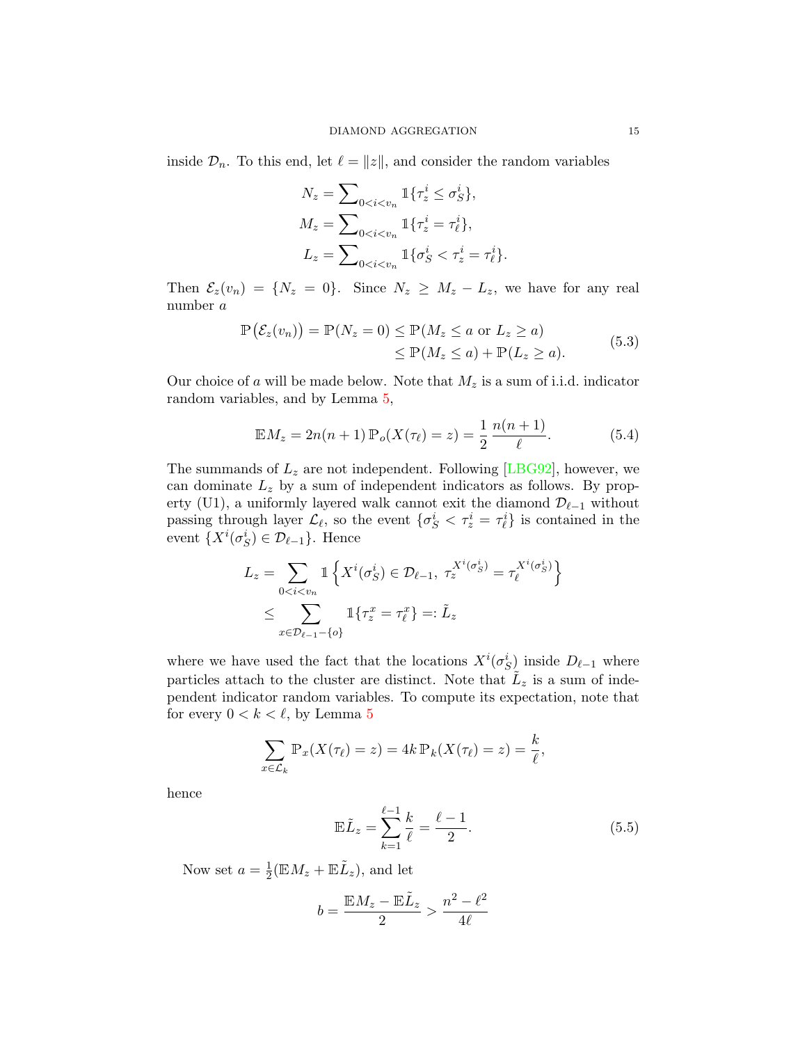inside $\mathcal{D}_n$. To this end, let $\ell = \|z\|$, and consider the random variables

$$N_z = \sum\nolimits_{0<i<v_n} \mathbb{1}\{\tau_z^i \le \sigma_S^i\},$$
$$M_z = \sum\nolimits_{0<i<v_n} \mathbb{1}\{\tau_z^i = \tau_\ell^i\},$$
$$L_z = \sum\nolimits_{0<i<v_n} \mathbb{1}\{\sigma_S^i < \tau_z^i = \tau_\ell^i\}.$$

Then $\mathcal{E}_z(v_n) = \{N_z = 0\}$. Since $N_z \ge M_z - L_z$, we have for any real number $a$

$$\begin{aligned}\mathbb{P}\big(\mathcal{E}_z(v_n)\big) = \mathbb{P}(N_z = 0) &\le \mathbb{P}(M_z \le a \text{ or } L_z \ge a) \\ &\le \mathbb{P}(M_z \le a) + \mathbb{P}(L_z \ge a).\end{aligned} \tag{5.3}$$

Our choice of $a$ will be made below. Note that $M_z$ is a sum of i.i.d. indicator random variables, and by Lemma 5,

$$\mathbb{E}M_z = 2n(n+1)\,\mathbb{P}_o(X(\tau_\ell) = z) = \frac{1}{2}\,\frac{n(n+1)}{\ell}. \tag{5.4}$$

The summands of $L_z$ are not independent. Following [LBG92], however, we can dominate $L_z$ by a sum of independent indicators as follows. By property (U1), a uniformly layered walk cannot exit the diamond $\mathcal{D}_{\ell-1}$ without passing through layer $\mathcal{L}_\ell$, so the event $\{\sigma_S^i < \tau_z^i = \tau_\ell^i\}$ is contained in the event $\{X^i(\sigma_S^i) \in \mathcal{D}_{\ell-1}\}$. Hence

$$\begin{aligned}L_z &= \sum_{0<i<v_n} \mathbb{1}\left\{X^i(\sigma_S^i) \in \mathcal{D}_{\ell-1},\ \tau_z^{X^i(\sigma_S^i)} = \tau_\ell^{X^i(\sigma_S^i)}\right\} \\ &\le \sum_{x \in \mathcal{D}_{\ell-1} - \{o\}} \mathbb{1}\{\tau_z^x = \tau_\ell^x\} =: \tilde{L}_z\end{aligned}$$

where we have used the fact that the locations $X^i(\sigma_S^i)$ inside $D_{\ell-1}$ where particles attach to the cluster are distinct. Note that $\tilde{L}_z$ is a sum of independent indicator random variables. To compute its expectation, note that for every $0 < k < \ell$, by Lemma 5

$$\sum_{x \in \mathcal{L}_k} \mathbb{P}_x(X(\tau_\ell) = z) = 4k\,\mathbb{P}_k(X(\tau_\ell) = z) = \frac{k}{\ell},$$

hence

$$\mathbb{E}\tilde{L}_z = \sum_{k=1}^{\ell-1} \frac{k}{\ell} = \frac{\ell - 1}{2}. \tag{5.5}$$

Now set $a = \frac{1}{2}(\mathbb{E}M_z + \mathbb{E}\tilde{L}_z)$, and let

$$b = \frac{\mathbb{E}M_z - \mathbb{E}\tilde{L}_z}{2} > \frac{n^2 - \ell^2}{4\ell}$$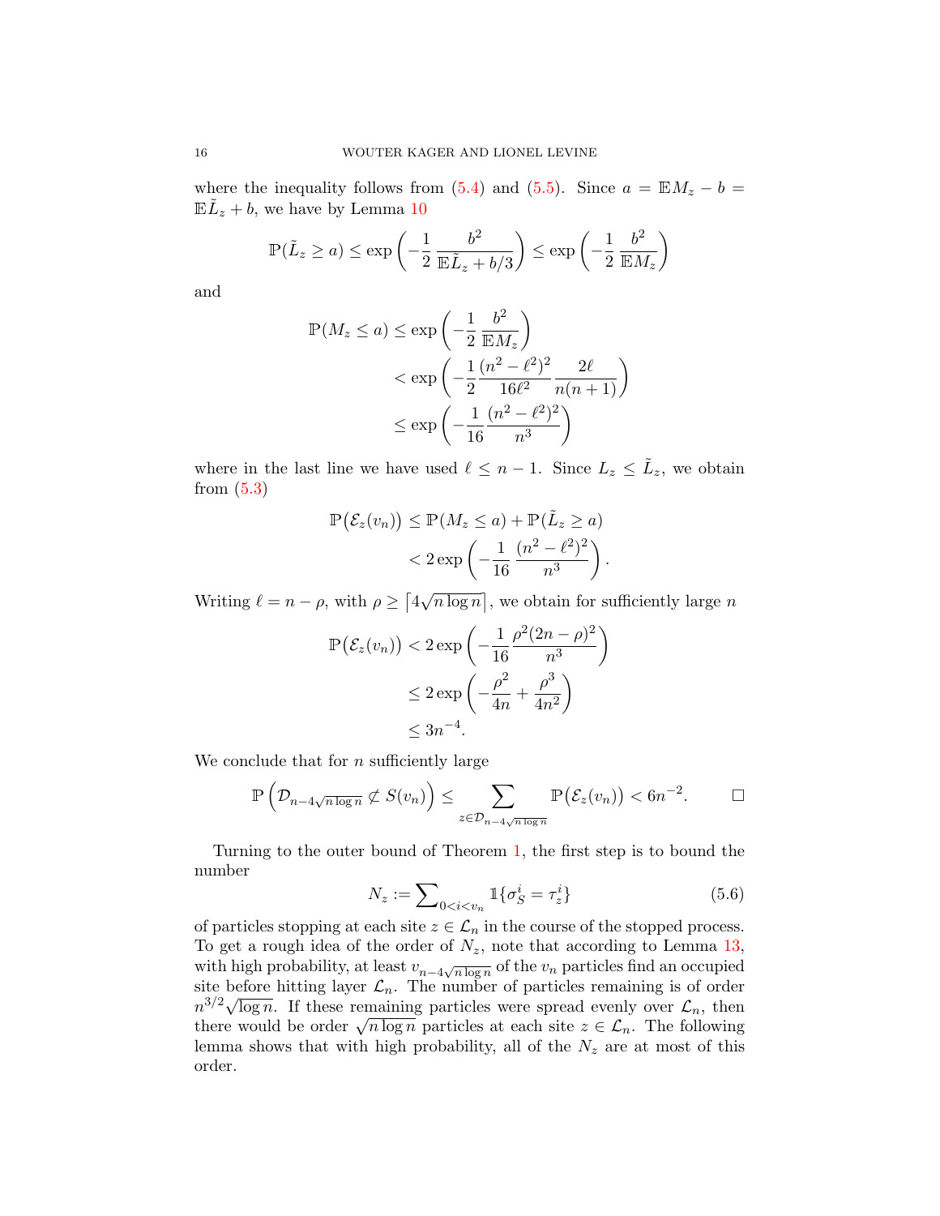where the inequality follows from (5.4) and (5.5). Since $a = \mathbb{E}M_z - b = \mathbb{E}\tilde{L}_z + b$, we have by Lemma 10

$$\mathbb{P}(\tilde{L}_z \geq a) \leq \exp\left(-\frac{1}{2}\frac{b^2}{\mathbb{E}\tilde{L}_z + b/3}\right) \leq \exp\left(-\frac{1}{2}\frac{b^2}{\mathbb{E}M_z}\right)$$

and

$$\begin{aligned}
\mathbb{P}(M_z \leq a) &\leq \exp\left(-\frac{1}{2}\frac{b^2}{\mathbb{E}M_z}\right) \\
&< \exp\left(-\frac{1}{2}\frac{(n^2-\ell^2)^2}{16\ell^2}\frac{2\ell}{n(n+1)}\right) \\
&\leq \exp\left(-\frac{1}{16}\frac{(n^2-\ell^2)^2}{n^3}\right)
\end{aligned}$$

where in the last line we have used $\ell \leq n-1$. Since $L_z \leq \tilde{L}_z$, we obtain from (5.3)

$$\begin{aligned}
\mathbb{P}\big(\mathcal{E}_z(v_n)\big) &\leq \mathbb{P}(M_z \leq a) + \mathbb{P}(\tilde{L}_z \geq a) \\
&< 2\exp\left(-\frac{1}{16}\frac{(n^2-\ell^2)^2}{n^3}\right).
\end{aligned}$$

Writing $\ell = n - \rho$, with $\rho \geq \lceil 4\sqrt{n\log n}\,\rceil$, we obtain for sufficiently large $n$

$$\begin{aligned}
\mathbb{P}\big(\mathcal{E}_z(v_n)\big) &< 2\exp\left(-\frac{1}{16}\frac{\rho^2(2n-\rho)^2}{n^3}\right) \\
&\leq 2\exp\left(-\frac{\rho^2}{4n} + \frac{\rho^3}{4n^2}\right) \\
&\leq 3n^{-4}.
\end{aligned}$$

We conclude that for $n$ sufficiently large

$$\mathbb{P}\left(\mathcal{D}_{n-4\sqrt{n\log n}} \not\subset S(v_n)\right) \leq \sum_{z\in\mathcal{D}_{n-4\sqrt{n\log n}}} \mathbb{P}\big(\mathcal{E}_z(v_n)\big) < 6n^{-2}. \qquad \square$$

Turning to the outer bound of Theorem 1, the first step is to bound the number

$$N_z := \sum\nolimits_{0<i<v_n} \mathbb{1}\{\sigma_S^i = \tau_z^i\} \tag{5.6}$$

of particles stopping at each site $z \in \mathcal{L}_n$ in the course of the stopped process. To get a rough idea of the order of $N_z$, note that according to Lemma 13, with high probability, at least $v_{n-4\sqrt{n\log n}}$ of the $v_n$ particles find an occupied site before hitting layer $\mathcal{L}_n$. The number of particles remaining is of order $n^{3/2}\sqrt{\log n}$. If these remaining particles were spread evenly over $\mathcal{L}_n$, then there would be order $\sqrt{n\log n}$ particles at each site $z \in \mathcal{L}_n$. The following lemma shows that with high probability, all of the $N_z$ are at most of this order.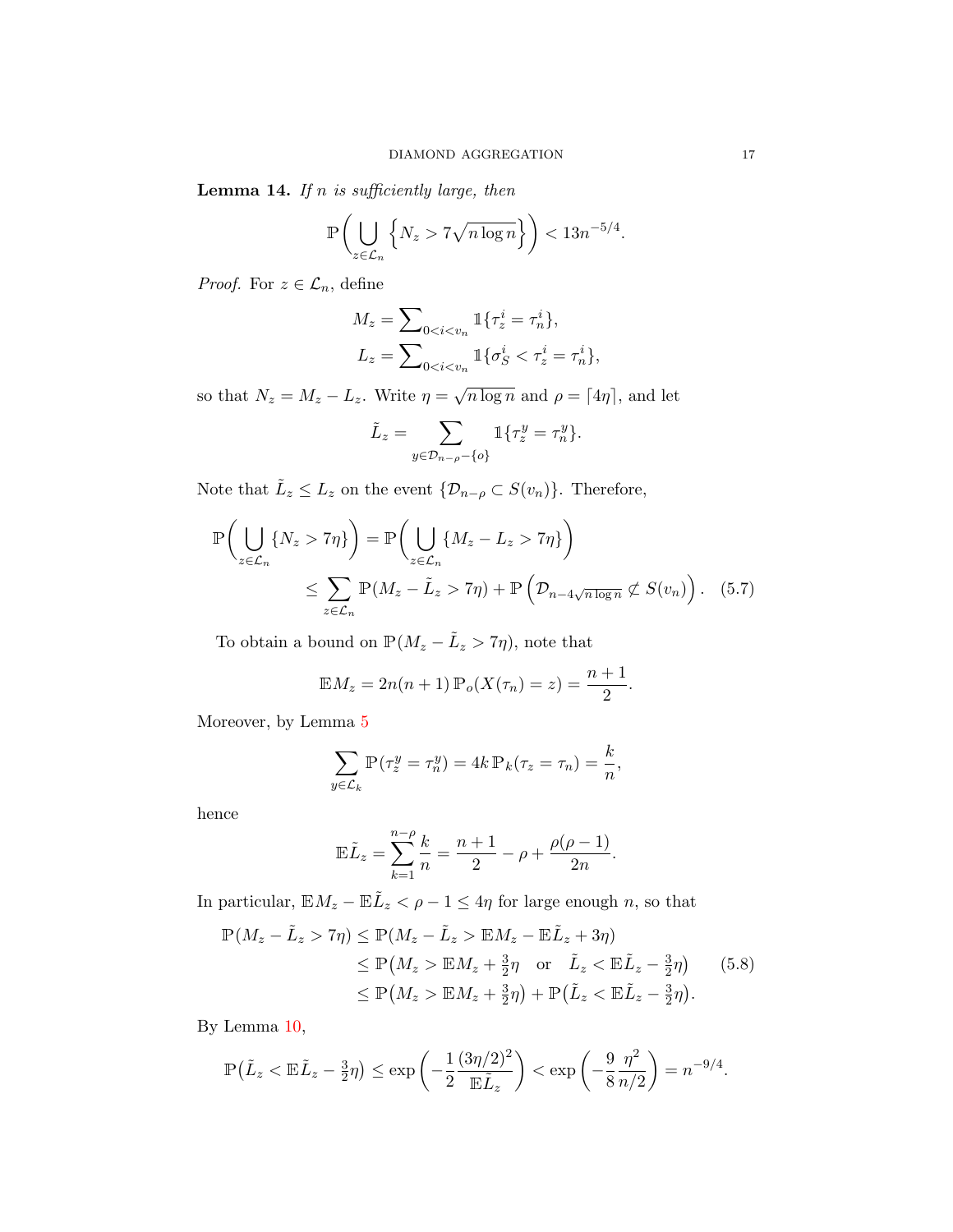**Lemma 14.** *If $n$ is sufficiently large, then*

$$\mathbb{P}\bigg( \bigcup_{z \in \mathcal{L}_n} \Big\{ N_z > 7\sqrt{n \log n} \Big\} \bigg) < 13 n^{-5/4}.$$

*Proof.* For $z \in \mathcal{L}_n$, define

$$M_z = \sum\nolimits_{0 < i < v_n} \mathbb{1}\{\tau_z^i = \tau_n^i\},$$
$$L_z = \sum\nolimits_{0 < i < v_n} \mathbb{1}\{\sigma_S^i < \tau_z^i = \tau_n^i\},$$

so that $N_z = M_z - L_z$. Write $\eta = \sqrt{n \log n}$ and $\rho = \lceil 4\eta \rceil$, and let

$$\tilde{L}_z = \sum_{y \in \mathcal{D}_{n-\rho} - \{o\}} \mathbb{1}\{\tau_z^y = \tau_n^y\}.$$

Note that $\tilde{L}_z \leq L_z$ on the event $\{\mathcal{D}_{n-\rho} \subset S(v_n)\}$. Therefore,

$$\begin{aligned}
\mathbb{P}\bigg( \bigcup_{z \in \mathcal{L}_n} \{N_z > 7\eta\} \bigg) &= \mathbb{P}\bigg( \bigcup_{z \in \mathcal{L}_n} \{M_z - L_z > 7\eta\} \bigg) \\
&\leq \sum_{z \in \mathcal{L}_n} \mathbb{P}(M_z - \tilde{L}_z > 7\eta) + \mathbb{P}\left( \mathcal{D}_{n - 4\sqrt{n \log n}} \not\subset S(v_n) \right). \quad (5.7)
\end{aligned}$$

To obtain a bound on $\mathbb{P}(M_z - \tilde{L}_z > 7\eta)$, note that

$$\mathbb{E} M_z = 2n(n+1)\, \mathbb{P}_o(X(\tau_n) = z) = \frac{n+1}{2}.$$

Moreover, by Lemma 5

$$\sum_{y \in \mathcal{L}_k} \mathbb{P}(\tau_z^y = \tau_n^y) = 4k\, \mathbb{P}_k(\tau_z = \tau_n) = \frac{k}{n},$$

hence

$$\mathbb{E}\tilde{L}_z = \sum_{k=1}^{n-\rho} \frac{k}{n} = \frac{n+1}{2} - \rho + \frac{\rho(\rho-1)}{2n}.$$

In particular, $\mathbb{E}M_z - \mathbb{E}\tilde{L}_z < \rho - 1 \leq 4\eta$ for large enough $n$, so that

$$\begin{aligned}
\mathbb{P}(M_z - \tilde{L}_z > 7\eta) &\leq \mathbb{P}(M_z - \tilde{L}_z > \mathbb{E}M_z - \mathbb{E}\tilde{L}_z + 3\eta) \\
&\leq \mathbb{P}\big(M_z > \mathbb{E}M_z + \tfrac{3}{2}\eta \quad \text{or} \quad \tilde{L}_z < \mathbb{E}\tilde{L}_z - \tfrac{3}{2}\eta\big) \qquad (5.8) \\
&\leq \mathbb{P}\big(M_z > \mathbb{E}M_z + \tfrac{3}{2}\eta\big) + \mathbb{P}\big(\tilde{L}_z < \mathbb{E}\tilde{L}_z - \tfrac{3}{2}\eta\big).
\end{aligned}$$

By Lemma 10,

$$\mathbb{P}\big(\tilde{L}_z < \mathbb{E}\tilde{L}_z - \tfrac{3}{2}\eta\big) \leq \exp\left( -\frac{1}{2} \frac{(3\eta/2)^2}{\mathbb{E}\tilde{L}_z} \right) < \exp\left( -\frac{9}{8} \frac{\eta^2}{n/2} \right) = n^{-9/4}.$$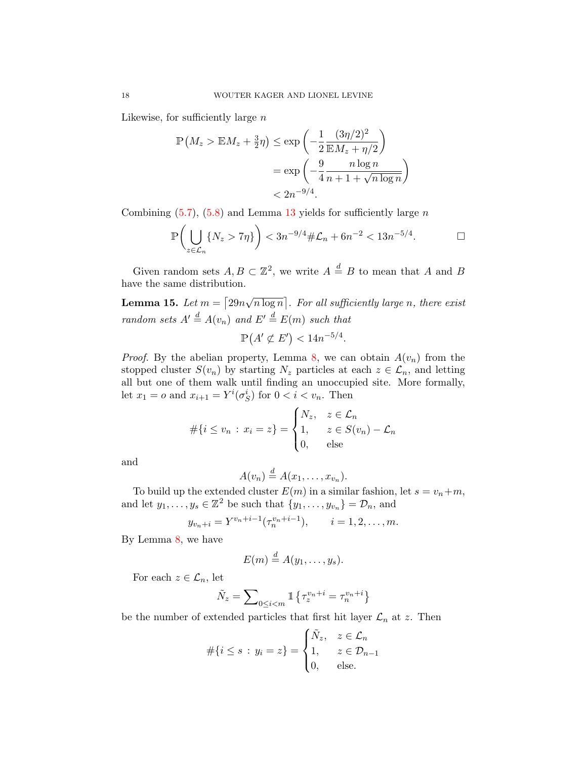Likewise, for sufficiently large $n$

$$
\begin{aligned}
\mathbb{P}\big(M_z > \mathbb{E}M_z + \tfrac{3}{2}\eta\big) &\le \exp\left(-\frac{1}{2}\frac{(3\eta/2)^2}{\mathbb{E}M_z + \eta/2}\right) \\
&= \exp\left(-\frac{9}{4}\frac{n\log n}{n+1+\sqrt{n\log n}}\right) \\
&< 2n^{-9/4}.
\end{aligned}
$$

Combining (5.7), (5.8) and Lemma 13 yields for sufficiently large $n$

$$
\mathbb{P}\left(\bigcup_{z\in\mathcal{L}_n}\{N_z > 7\eta\}\right) < 3n^{-9/4}\#\mathcal{L}_n + 6n^{-2} < 13n^{-5/4}. \qquad \square
$$

Given random sets $A, B \subset \mathbb{Z}^2$, we write $A \overset{d}{=} B$ to mean that $A$ and $B$ have the same distribution.

**Lemma 15.** *Let $m = \lceil 29n\sqrt{n\log n}\rceil$. For all sufficiently large $n$, there exist random sets $A' \overset{d}{=} A(v_n)$ and $E' \overset{d}{=} E(m)$ such that*

$$
\mathbb{P}\big(A' \not\subset E'\big) < 14n^{-5/4}.
$$

*Proof.* By the abelian property, Lemma 8, we can obtain $A(v_n)$ from the stopped cluster $S(v_n)$ by starting $N_z$ particles at each $z \in \mathcal{L}_n$, and letting all but one of them walk until finding an unoccupied site. More formally, let $x_1 = o$ and $x_{i+1} = Y^i(\sigma_S^i)$ for $0 < i < v_n$. Then

$$
\#\{i \le v_n : x_i = z\} = \begin{cases} N_z, & z \in \mathcal{L}_n \\ 1, & z \in S(v_n) - \mathcal{L}_n \\ 0, & \text{else} \end{cases}
$$

and

$$
A(v_n) \overset{d}{=} A(x_1, \ldots, x_{v_n}).
$$

To build up the extended cluster $E(m)$ in a similar fashion, let $s = v_n + m$, and let $y_1, \ldots, y_s \in \mathbb{Z}^2$ be such that $\{y_1, \ldots, y_{v_n}\} = \mathcal{D}_n$, and

$$
y_{v_n+i} = Y^{v_n+i-1}(\tau_n^{v_n+i-1}), \qquad i = 1, 2, \ldots, m.
$$

By Lemma 8, we have

$$
E(m) \overset{d}{=} A(y_1, \ldots, y_s).
$$

For each $z \in \mathcal{L}_n$, let

$$
\tilde{N}_z = \sum\nolimits_{0\le i<m} \mathbb{1}\big\{\tau_z^{v_n+i} = \tau_n^{v_n+i}\big\}
$$

be the number of extended particles that first hit layer $\mathcal{L}_n$ at $z$. Then

$$
\#\{i \le s : y_i = z\} = \begin{cases} \tilde{N}_z, & z \in \mathcal{L}_n \\ 1, & z \in \mathcal{D}_{n-1} \\ 0, & \text{else.} \end{cases}
$$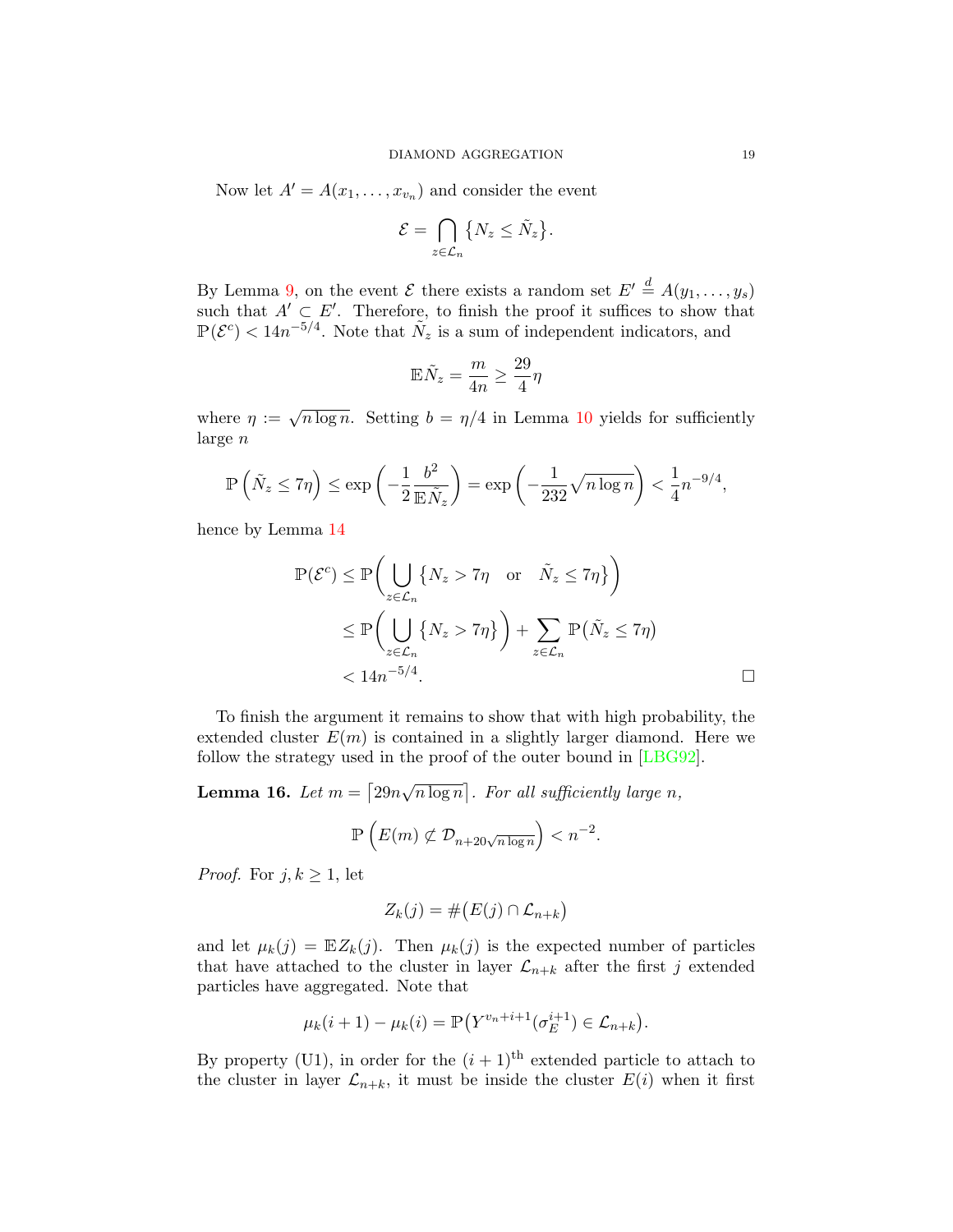Now let $A' = A(x_1, \ldots, x_{v_n})$ and consider the event

$$\mathcal{E} = \bigcap_{z \in \mathcal{L}_n} \{N_z \le \tilde{N}_z\}.$$

By Lemma 9, on the event $\mathcal{E}$ there exists a random set $E' \overset{d}{=} A(y_1, \ldots, y_s)$ such that $A' \subset E'$. Therefore, to finish the proof it suffices to show that $\mathbb{P}(\mathcal{E}^c) < 14n^{-5/4}$. Note that $\tilde{N}_z$ is a sum of independent indicators, and

$$\mathbb{E}\tilde{N}_z = \frac{m}{4n} \ge \frac{29}{4}\eta$$

where $\eta := \sqrt{n \log n}$. Setting $b = \eta/4$ in Lemma 10 yields for sufficiently large $n$

$$\mathbb{P}\left(\tilde{N}_z \le 7\eta\right) \le \exp\left(-\frac{1}{2}\frac{b^2}{\mathbb{E}\tilde{N}_z}\right) = \exp\left(-\frac{1}{232}\sqrt{n \log n}\right) < \frac{1}{4}n^{-9/4},$$

hence by Lemma 14

$$\begin{aligned}
\mathbb{P}(\mathcal{E}^c) &\le \mathbb{P}\bigg(\bigcup_{z \in \mathcal{L}_n} \{N_z > 7\eta \quad \text{or} \quad \tilde{N}_z \le 7\eta\}\bigg) \\
&\le \mathbb{P}\bigg(\bigcup_{z \in \mathcal{L}_n} \{N_z > 7\eta\}\bigg) + \sum_{z \in \mathcal{L}_n} \mathbb{P}\big(\tilde{N}_z \le 7\eta\big) \\
&< 14n^{-5/4}.
\end{aligned}$$

∎

To finish the argument it remains to show that with high probability, the extended cluster $E(m)$ is contained in a slightly larger diamond. Here we follow the strategy used in the proof of the outer bound in [LBG92].

**Lemma 16.** *Let $m = \lceil 29n\sqrt{n \log n}\rceil$. For all sufficiently large $n$,*

$$\mathbb{P}\left(E(m) \not\subset \mathcal{D}_{n+20\sqrt{n \log n}}\right) < n^{-2}.$$

*Proof.* For $j, k \ge 1$, let

$$Z_k(j) = \#\big(E(j) \cap \mathcal{L}_{n+k}\big)$$

and let $\mu_k(j) = \mathbb{E}Z_k(j)$. Then $\mu_k(j)$ is the expected number of particles that have attached to the cluster in layer $\mathcal{L}_{n+k}$ after the first $j$ extended particles have aggregated. Note that

$$\mu_k(i+1) - \mu_k(i) = \mathbb{P}\big(Y^{v_n+i+1}(\sigma_E^{i+1}) \in \mathcal{L}_{n+k}\big).$$

By property (U1), in order for the $(i+1)^{\text{th}}$ extended particle to attach to the cluster in layer $\mathcal{L}_{n+k}$, it must be inside the cluster $E(i)$ when it first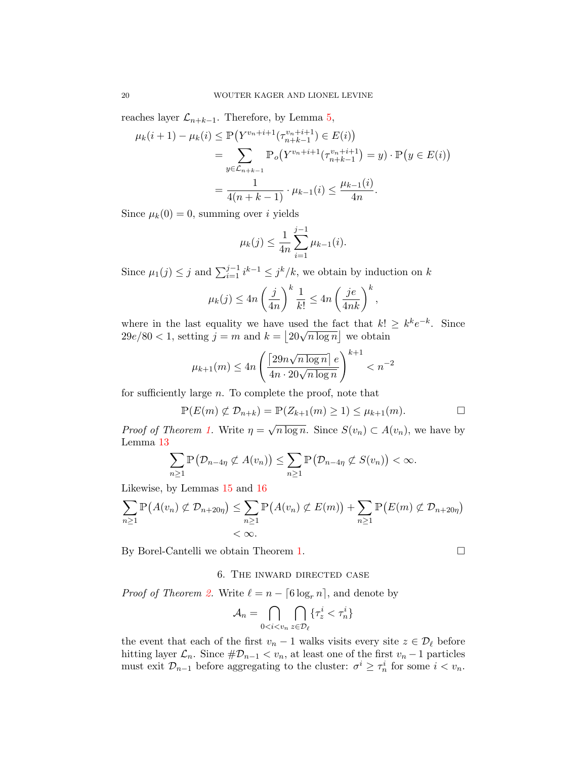reaches layer $\mathcal{L}_{n+k-1}$. Therefore, by Lemma 5,

$$
\begin{aligned}
\mu_k(i+1)-\mu_k(i) &\le \mathbb{P}\big(Y^{v_n+i+1}(\tau^{v_n+i+1}_{n+k-1})\in E(i)\big)\\
&= \sum_{y\in\mathcal{L}_{n+k-1}} \mathbb{P}_o\big(Y^{v_n+i+1}(\tau^{v_n+i+1}_{n+k-1})=y\big)\cdot \mathbb{P}\big(y\in E(i)\big)\\
&= \frac{1}{4(n+k-1)}\cdot \mu_{k-1}(i) \le \frac{\mu_{k-1}(i)}{4n}.
\end{aligned}
$$

Since $\mu_k(0)=0$, summing over $i$ yields

$$
\mu_k(j) \le \frac{1}{4n}\sum_{i=1}^{j-1}\mu_{k-1}(i).
$$

Since $\mu_1(j)\le j$ and $\sum_{i=1}^{j-1} i^{k-1}\le j^k/k$, we obtain by induction on $k$

$$
\mu_k(j) \le 4n\left(\frac{j}{4n}\right)^k\frac{1}{k!} \le 4n\left(\frac{je}{4nk}\right)^k,
$$

where in the last equality we have used the fact that $k!\ge k^k e^{-k}$. Since $29e/80<1$, setting $j=m$ and $k=\lfloor 20\sqrt{n\log n}\rfloor$ we obtain

$$
\mu_{k+1}(m) \le 4n\left(\frac{\lceil 29n\sqrt{n\log n}\rceil\, e}{4n\cdot 20\sqrt{n\log n}}\right)^{k+1} < n^{-2}
$$

for sufficiently large $n$. To complete the proof, note that

$$
\mathbb{P}(E(m)\not\subset \mathcal{D}_{n+k}) = \mathbb{P}(Z_{k+1}(m)\ge 1)\le \mu_{k+1}(m). \qquad \square
$$

*Proof of Theorem 1.* Write $\eta=\sqrt{n\log n}$. Since $S(v_n)\subset A(v_n)$, we have by Lemma 13

$$
\sum_{n\ge 1}\mathbb{P}\big(\mathcal{D}_{n-4\eta}\not\subset A(v_n)\big) \le \sum_{n\ge 1}\mathbb{P}\big(\mathcal{D}_{n-4\eta}\not\subset S(v_n)\big)<\infty.
$$

Likewise, by Lemmas 15 and 16

$$
\begin{aligned}
\sum_{n\ge 1}\mathbb{P}\big(A(v_n)\not\subset \mathcal{D}_{n+20\eta}\big) &\le \sum_{n\ge 1}\mathbb{P}\big(A(v_n)\not\subset E(m)\big) + \sum_{n\ge 1}\mathbb{P}\big(E(m)\not\subset \mathcal{D}_{n+20\eta}\big)\\
&<\infty.
\end{aligned}
$$

By Borel-Cantelli we obtain Theorem 1. $\square$

## 6. The inward directed case

*Proof of Theorem 2.* Write $\ell = n-\lceil 6\log_r n\rceil$, and denote by

$$
\mathcal{A}_n = \bigcap_{0<i<v_n}\ \bigcap_{z\in\mathcal{D}_\ell}\{\tau^i_z<\tau^i_n\}
$$

the event that each of the first $v_n-1$ walks visits every site $z\in\mathcal{D}_\ell$ before hitting layer $\mathcal{L}_n$. Since $\#\mathcal{D}_{n-1}<v_n$, at least one of the first $v_n-1$ particles must exit $\mathcal{D}_{n-1}$ before aggregating to the cluster: $\sigma^i\ge\tau^i_n$ for some $i<v_n$.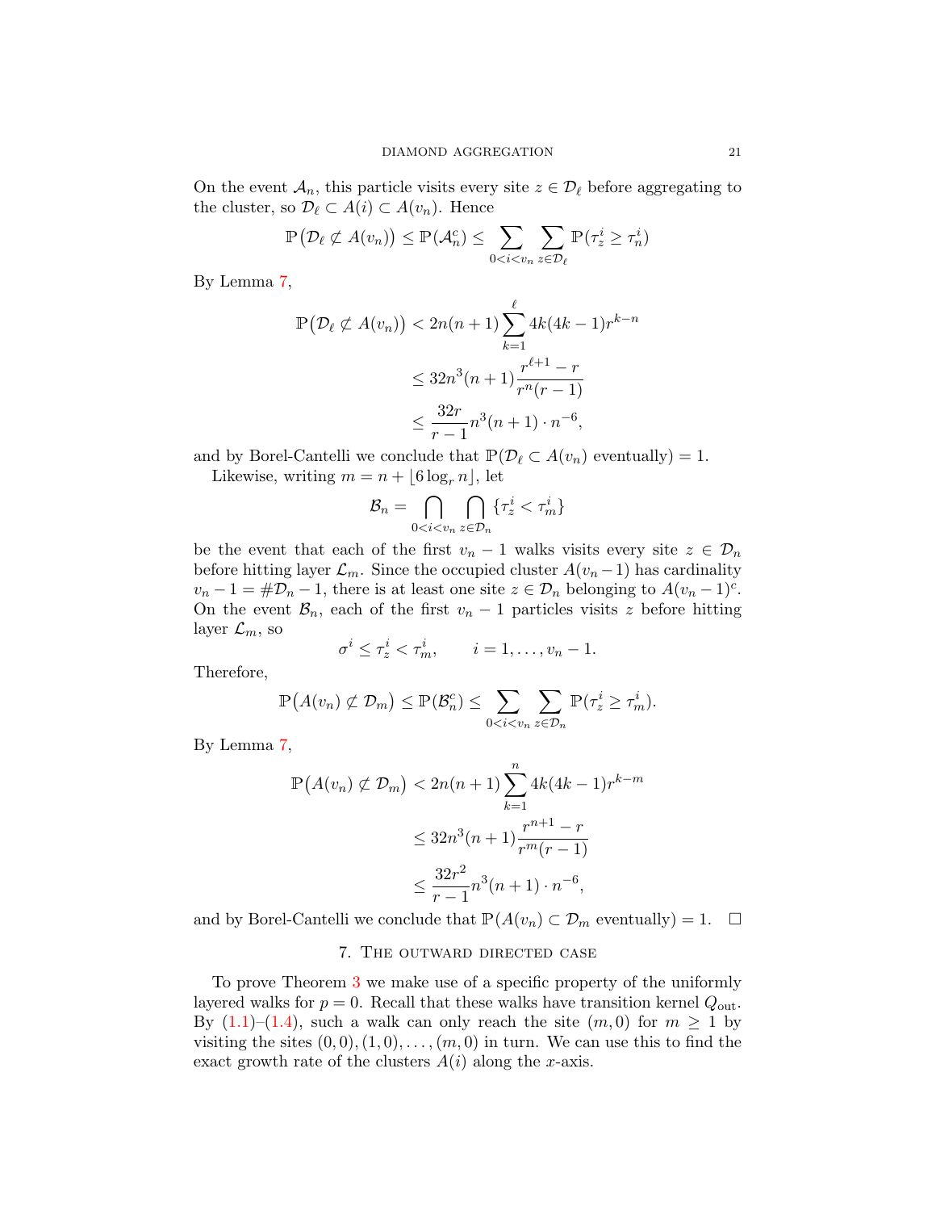On the event $\mathcal{A}_n$, this particle visits every site $z \in \mathcal{D}_\ell$ before aggregating to the cluster, so $\mathcal{D}_\ell \subset A(i) \subset A(v_n)$. Hence

$$\mathbb{P}\big(\mathcal{D}_\ell \not\subset A(v_n)\big) \leq \mathbb{P}(\mathcal{A}_n^c) \leq \sum_{0<i<v_n} \sum_{z \in \mathcal{D}_\ell} \mathbb{P}(\tau_z^i \geq \tau_n^i)$$

By Lemma 7,

$$\begin{aligned}
\mathbb{P}\big(\mathcal{D}_\ell \not\subset A(v_n)\big) &< 2n(n+1) \sum_{k=1}^{\ell} 4k(4k-1) r^{k-n} \\
&\leq 32n^3(n+1) \frac{r^{\ell+1} - r}{r^n(r-1)} \\
&\leq \frac{32r}{r-1} n^3(n+1) \cdot n^{-6},
\end{aligned}$$

and by Borel-Cantelli we conclude that $\mathbb{P}(\mathcal{D}_\ell \subset A(v_n) \text{ eventually}) = 1$.

Likewise, writing $m = n + \lfloor 6 \log_r n \rfloor$, let

$$\mathcal{B}_n = \bigcap_{0<i<v_n} \bigcap_{z \in \mathcal{D}_n} \{\tau_z^i < \tau_m^i\}$$

be the event that each of the first $v_n - 1$ walks visits every site $z \in \mathcal{D}_n$ before hitting layer $\mathcal{L}_m$. Since the occupied cluster $A(v_n - 1)$ has cardinality $v_n - 1 = \#\mathcal{D}_n - 1$, there is at least one site $z \in \mathcal{D}_n$ belonging to $A(v_n-1)^c$. On the event $\mathcal{B}_n$, each of the first $v_n - 1$ particles visits $z$ before hitting layer $\mathcal{L}_m$, so

$$\sigma^i \leq \tau_z^i < \tau_m^i, \qquad i = 1, \ldots, v_n - 1.$$

Therefore,

$$\mathbb{P}\big(A(v_n) \not\subset \mathcal{D}_m\big) \leq \mathbb{P}(\mathcal{B}_n^c) \leq \sum_{0<i<v_n} \sum_{z \in \mathcal{D}_n} \mathbb{P}(\tau_z^i \geq \tau_m^i).$$

By Lemma 7,

$$\begin{aligned}
\mathbb{P}\big(A(v_n) \not\subset \mathcal{D}_m\big) &< 2n(n+1) \sum_{k=1}^{n} 4k(4k-1) r^{k-m} \\
&\leq 32n^3(n+1) \frac{r^{n+1} - r}{r^m(r-1)} \\
&\leq \frac{32r^2}{r-1} n^3(n+1) \cdot n^{-6},
\end{aligned}$$

and by Borel-Cantelli we conclude that $\mathbb{P}(A(v_n) \subset \mathcal{D}_m \text{ eventually}) = 1$. $\square$

## 7. The outward directed case

To prove Theorem 3 we make use of a specific property of the uniformly layered walks for $p = 0$. Recall that these walks have transition kernel $Q_{\text{out}}$. By (1.1)–(1.4), such a walk can only reach the site $(m, 0)$ for $m \geq 1$ by visiting the sites $(0,0), (1,0), \ldots, (m,0)$ in turn. We can use this to find the exact growth rate of the clusters $A(i)$ along the $x$-axis.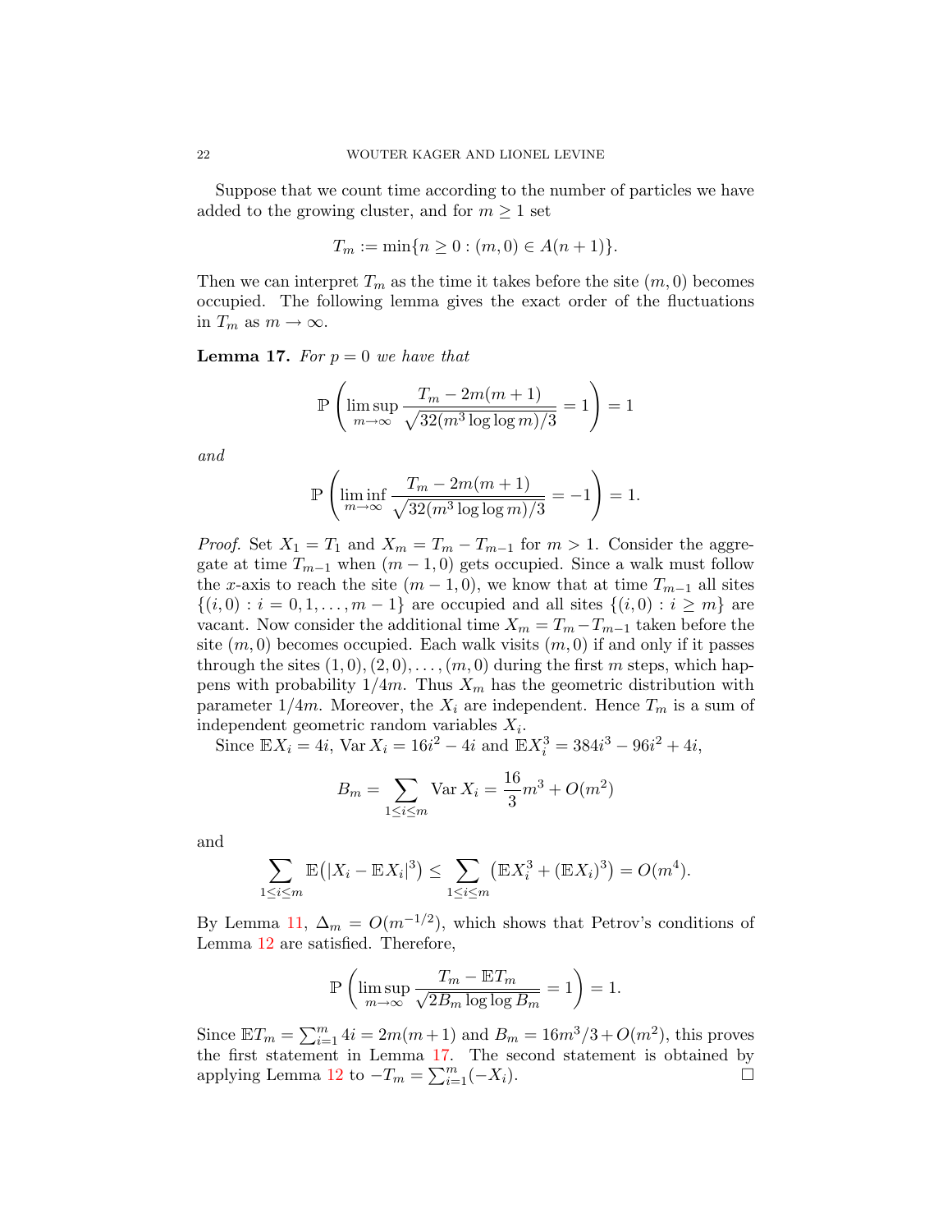Suppose that we count time according to the number of particles we have added to the growing cluster, and for $m \geq 1$ set

$$T_m := \min\{n \geq 0 : (m, 0) \in A(n+1)\}.$$

Then we can interpret $T_m$ as the time it takes before the site $(m, 0)$ becomes occupied. The following lemma gives the exact order of the fluctuations in $T_m$ as $m \to \infty$.

**Lemma 17.** *For $p = 0$ we have that*

$$\mathbb{P}\left(\limsup_{m\to\infty} \frac{T_m - 2m(m+1)}{\sqrt{32(m^3 \log\log m)/3}} = 1\right) = 1$$

*and*

$$\mathbb{P}\left(\liminf_{m\to\infty} \frac{T_m - 2m(m+1)}{\sqrt{32(m^3 \log\log m)/3}} = -1\right) = 1.$$

*Proof.* Set $X_1 = T_1$ and $X_m = T_m - T_{m-1}$ for $m > 1$. Consider the aggregate at time $T_{m-1}$ when $(m-1, 0)$ gets occupied. Since a walk must follow the $x$-axis to reach the site $(m-1, 0)$, we know that at time $T_{m-1}$ all sites $\{(i, 0) : i = 0, 1, \ldots, m-1\}$ are occupied and all sites $\{(i, 0) : i \geq m\}$ are vacant. Now consider the additional time $X_m = T_m - T_{m-1}$ taken before the site $(m, 0)$ becomes occupied. Each walk visits $(m, 0)$ if and only if it passes through the sites $(1, 0), (2, 0), \ldots, (m, 0)$ during the first $m$ steps, which happens with probability $1/4m$. Thus $X_m$ has the geometric distribution with parameter $1/4m$. Moreover, the $X_i$ are independent. Hence $T_m$ is a sum of independent geometric random variables $X_i$.

Since $\mathbb{E}X_i = 4i$, $\operatorname{Var} X_i = 16i^2 - 4i$ and $\mathbb{E}X_i^3 = 384i^3 - 96i^2 + 4i$,

$$B_m = \sum_{1\leq i\leq m} \operatorname{Var} X_i = \frac{16}{3}m^3 + O(m^2)$$

and

$$\sum_{1\leq i\leq m} \mathbb{E}\big(|X_i - \mathbb{E}X_i|^3\big) \leq \sum_{1\leq i\leq m} \big(\mathbb{E}X_i^3 + (\mathbb{E}X_i)^3\big) = O(m^4).$$

By Lemma 11, $\Delta_m = O(m^{-1/2})$, which shows that Petrov's conditions of Lemma 12 are satisfied. Therefore,

$$\mathbb{P}\left(\limsup_{m\to\infty} \frac{T_m - \mathbb{E}T_m}{\sqrt{2B_m \log\log B_m}} = 1\right) = 1.$$

Since $\mathbb{E}T_m = \sum_{i=1}^m 4i = 2m(m+1)$ and $B_m = 16m^3/3 + O(m^2)$, this proves the first statement in Lemma 17. The second statement is obtained by applying Lemma 12 to $-T_m = \sum_{i=1}^m (-X_i)$. $\square$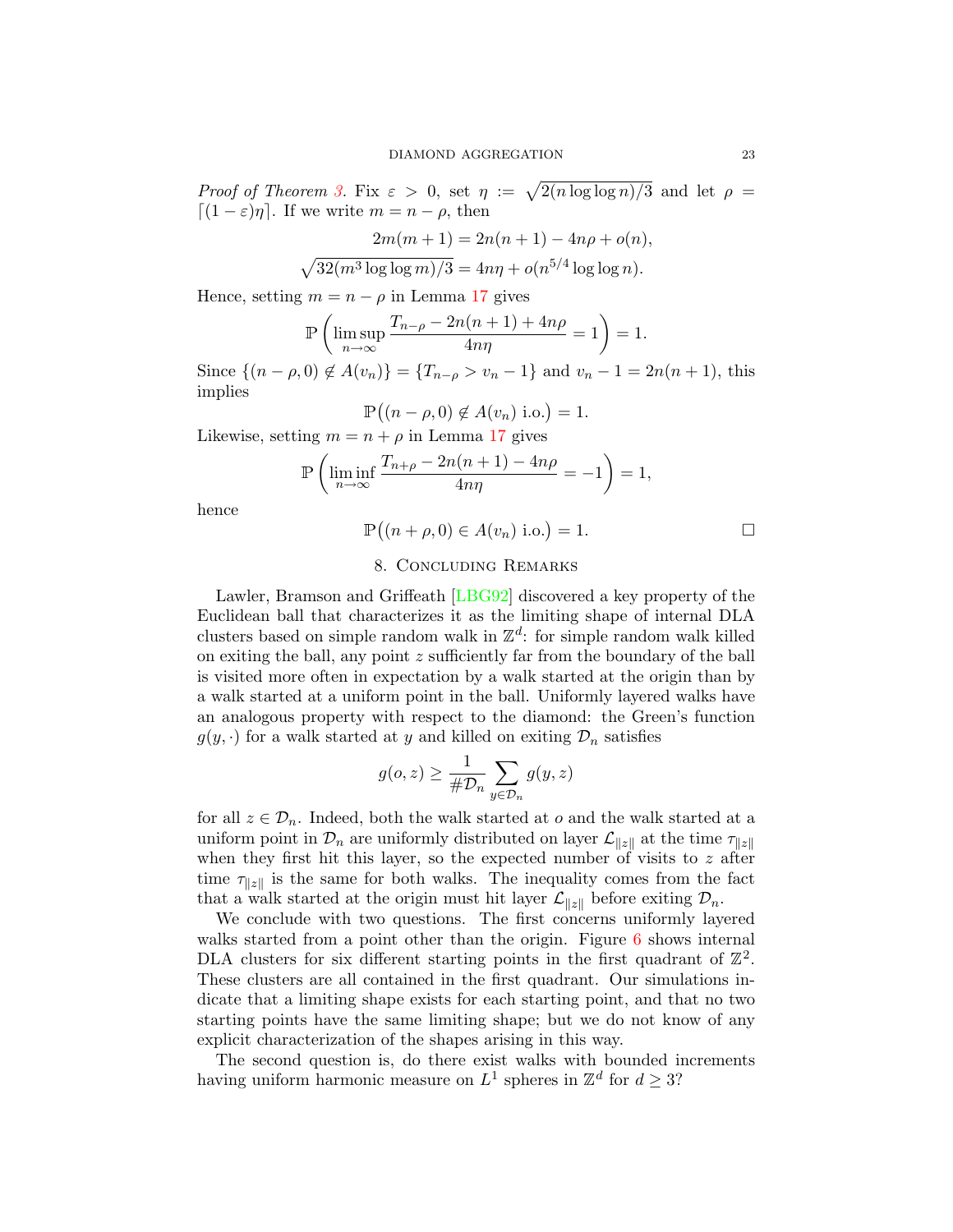*Proof of Theorem 3.* Fix $\varepsilon > 0$, set $\eta := \sqrt{2(n \log \log n)/3}$ and let $\rho = \lceil (1-\varepsilon)\eta \rceil$. If we write $m = n - \rho$, then

$$2m(m+1) = 2n(n+1) - 4n\rho + o(n),$$

$$\sqrt{32(m^3 \log \log m)/3} = 4n\eta + o(n^{5/4} \log \log n).$$

Hence, setting $m = n - \rho$ in Lemma 17 gives

$$\mathbb{P}\left( \limsup_{n\to\infty} \frac{T_{n-\rho} - 2n(n+1) + 4n\rho}{4n\eta} = 1 \right) = 1.$$

Since $\{(n-\rho, 0) \notin A(v_n)\} = \{T_{n-\rho} > v_n - 1\}$ and $v_n - 1 = 2n(n+1)$, this implies

$$\mathbb{P}\big((n-\rho,0) \notin A(v_n) \text{ i.o.}\big) = 1.$$

Likewise, setting $m = n + \rho$ in Lemma 17 gives

$$\mathbb{P}\left( \liminf_{n\to\infty} \frac{T_{n+\rho} - 2n(n+1) - 4n\rho}{4n\eta} = -1 \right) = 1,$$

hence

$$\mathbb{P}\big((n+\rho,0) \in A(v_n) \text{ i.o.}\big) = 1. \qquad \square$$

## 8. Concluding Remarks

Lawler, Bramson and Griffeath [LBG92] discovered a key property of the Euclidean ball that characterizes it as the limiting shape of internal DLA clusters based on simple random walk in $\mathbb{Z}^d$: for simple random walk killed on exiting the ball, any point $z$ sufficiently far from the boundary of the ball is visited more often in expectation by a walk started at the origin than by a walk started at a uniform point in the ball. Uniformly layered walks have an analogous property with respect to the diamond: the Green's function $g(y,\cdot)$ for a walk started at $y$ and killed on exiting $\mathcal{D}_n$ satisfies

$$g(o,z) \geq \frac{1}{\#\mathcal{D}_n} \sum_{y \in \mathcal{D}_n} g(y,z)$$

for all $z \in \mathcal{D}_n$. Indeed, both the walk started at $o$ and the walk started at a uniform point in $\mathcal{D}_n$ are uniformly distributed on layer $\mathcal{L}_{\|z\|}$ at the time $\tau_{\|z\|}$ when they first hit this layer, so the expected number of visits to $z$ after time $\tau_{\|z\|}$ is the same for both walks. The inequality comes from the fact that a walk started at the origin must hit layer $\mathcal{L}_{\|z\|}$ before exiting $\mathcal{D}_n$.

We conclude with two questions. The first concerns uniformly layered walks started from a point other than the origin. Figure 6 shows internal DLA clusters for six different starting points in the first quadrant of $\mathbb{Z}^2$. These clusters are all contained in the first quadrant. Our simulations indicate that a limiting shape exists for each starting point, and that no two starting points have the same limiting shape; but we do not know of any explicit characterization of the shapes arising in this way.

The second question is, do there exist walks with bounded increments having uniform harmonic measure on $L^1$ spheres in $\mathbb{Z}^d$ for $d \geq 3$?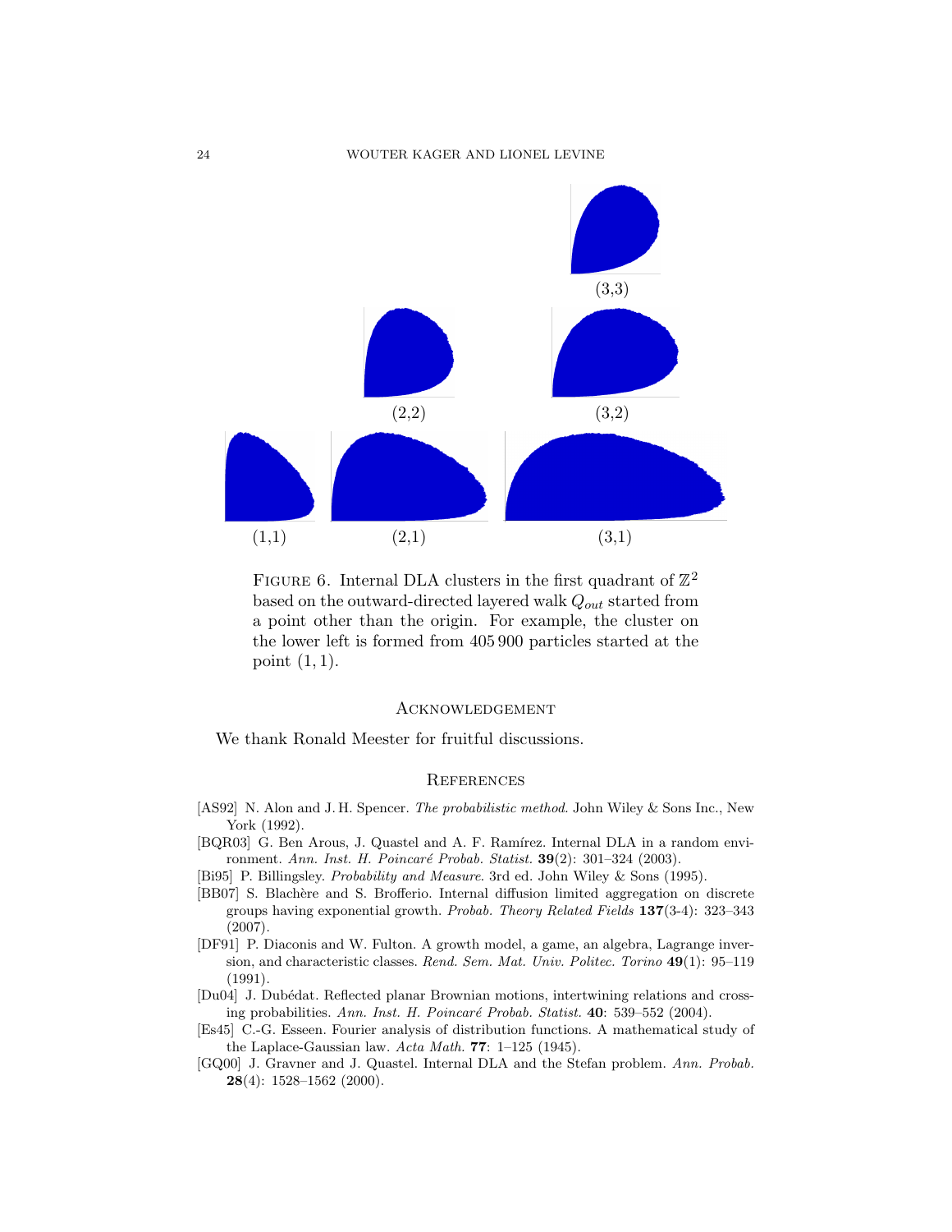(3,3)

(2,2) (3,2)

(1,1) (2,1) (3,1)

Figure 6. Internal DLA clusters in the first quadrant of $\mathbb{Z}^2$ based on the outward-directed layered walk $Q_{out}$ started from a point other than the origin. For example, the cluster on the lower left is formed from 405 900 particles started at the point $(1,1)$.

## Acknowledgement

We thank Ronald Meester for fruitful discussions.

## References

[AS92] N. Alon and J. H. Spencer. *The probabilistic method*. John Wiley & Sons Inc., New York (1992).

[BQR03] G. Ben Arous, J. Quastel and A. F. Ramírez. Internal DLA in a random environment. *Ann. Inst. H. Poincaré Probab. Statist.* **39**(2): 301–324 (2003).

[Bi95] P. Billingsley. *Probability and Measure*. 3rd ed. John Wiley & Sons (1995).

[BB07] S. Blachère and S. Brofferio. Internal diffusion limited aggregation on discrete groups having exponential growth. *Probab. Theory Related Fields* **137**(3-4): 323–343 (2007).

[DF91] P. Diaconis and W. Fulton. A growth model, a game, an algebra, Lagrange inversion, and characteristic classes. *Rend. Sem. Mat. Univ. Politec. Torino* **49**(1): 95–119 (1991).

[Du04] J. Dubédat. Reflected planar Brownian motions, intertwining relations and crossing probabilities. *Ann. Inst. H. Poincaré Probab. Statist.* **40**: 539–552 (2004).

[Es45] C.-G. Esseen. Fourier analysis of distribution functions. A mathematical study of the Laplace-Gaussian law. *Acta Math.* **77**: 1–125 (1945).

[GQ00] J. Gravner and J. Quastel. Internal DLA and the Stefan problem. *Ann. Probab.* **28**(4): 1528–1562 (2000).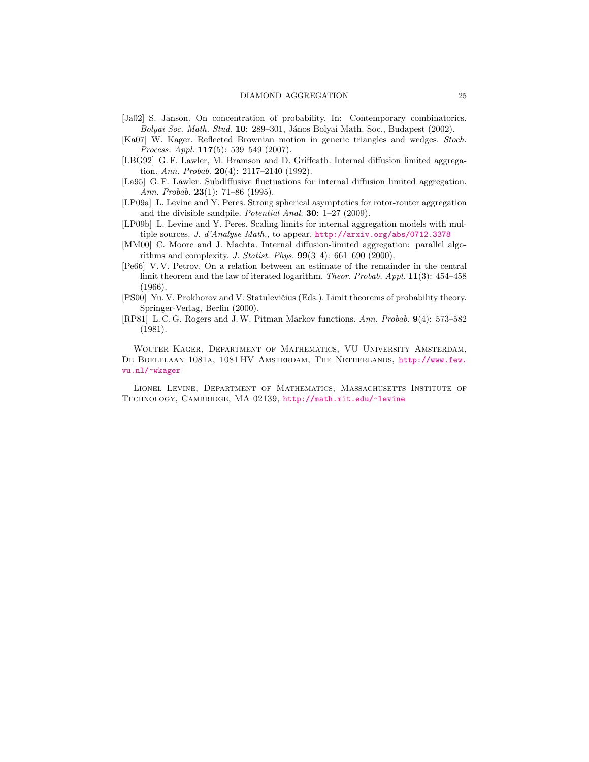[Ja02] S. Janson. On concentration of probability. In: Contemporary combinatorics. *Bolyai Soc. Math. Stud.* **10**: 289–301, János Bolyai Math. Soc., Budapest (2002).

[Ka07] W. Kager. Reflected Brownian motion in generic triangles and wedges. *Stoch. Process. Appl.* **117**(5): 539–549 (2007).

[LBG92] G. F. Lawler, M. Bramson and D. Griffeath. Internal diffusion limited aggregation. *Ann. Probab.* **20**(4): 2117–2140 (1992).

[La95] G. F. Lawler. Subdiffusive fluctuations for internal diffusion limited aggregation. *Ann. Probab.* **23**(1): 71–86 (1995).

[LP09a] L. Levine and Y. Peres. Strong spherical asymptotics for rotor-router aggregation and the divisible sandpile. *Potential Anal.* **30**: 1–27 (2009).

[LP09b] L. Levine and Y. Peres. Scaling limits for internal aggregation models with multiple sources. *J. d'Analyse Math.*, to appear. http://arxiv.org/abs/0712.3378

[MM00] C. Moore and J. Machta. Internal diffusion-limited aggregation: parallel algorithms and complexity. *J. Statist. Phys.* **99**(3–4): 661–690 (2000).

[Pe66] V. V. Petrov. On a relation between an estimate of the remainder in the central limit theorem and the law of iterated logarithm. *Theor. Probab. Appl.* **11**(3): 454–458 (1966).

[PS00] Yu. V. Prokhorov and V. Statulevičius (Eds.). Limit theorems of probability theory. Springer-Verlag, Berlin (2000).

[RP81] L. C. G. Rogers and J. W. Pitman Markov functions. *Ann. Probab.* **9**(4): 573–582 (1981).

Wouter Kager, Department of Mathematics, VU University Amsterdam, De Boelelaan 1081a, 1081 HV Amsterdam, The Netherlands, http://www.few.vu.nl/~wkager

Lionel Levine, Department of Mathematics, Massachusetts Institute of Technology, Cambridge, MA 02139, http://math.mit.edu/~levine